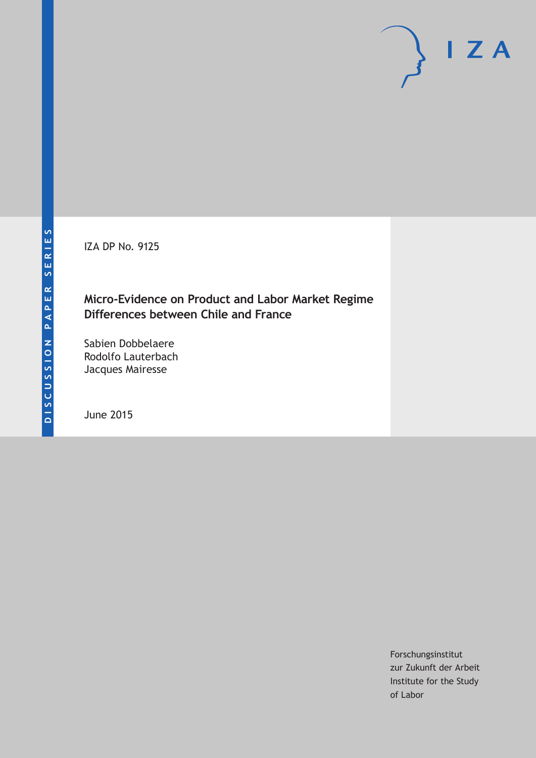DISCUSSION PAPER SERIES

IZA DP No. 9125

# Micro-Evidence on Product and Labor Market Regime Differences between Chile and France

Sabien Dobbelaere
Rodolfo Lauterbach
Jacques Mairesse

June 2015

Forschungsinstitut
zur Zukunft der Arbeit
Institute for the Study
of Labor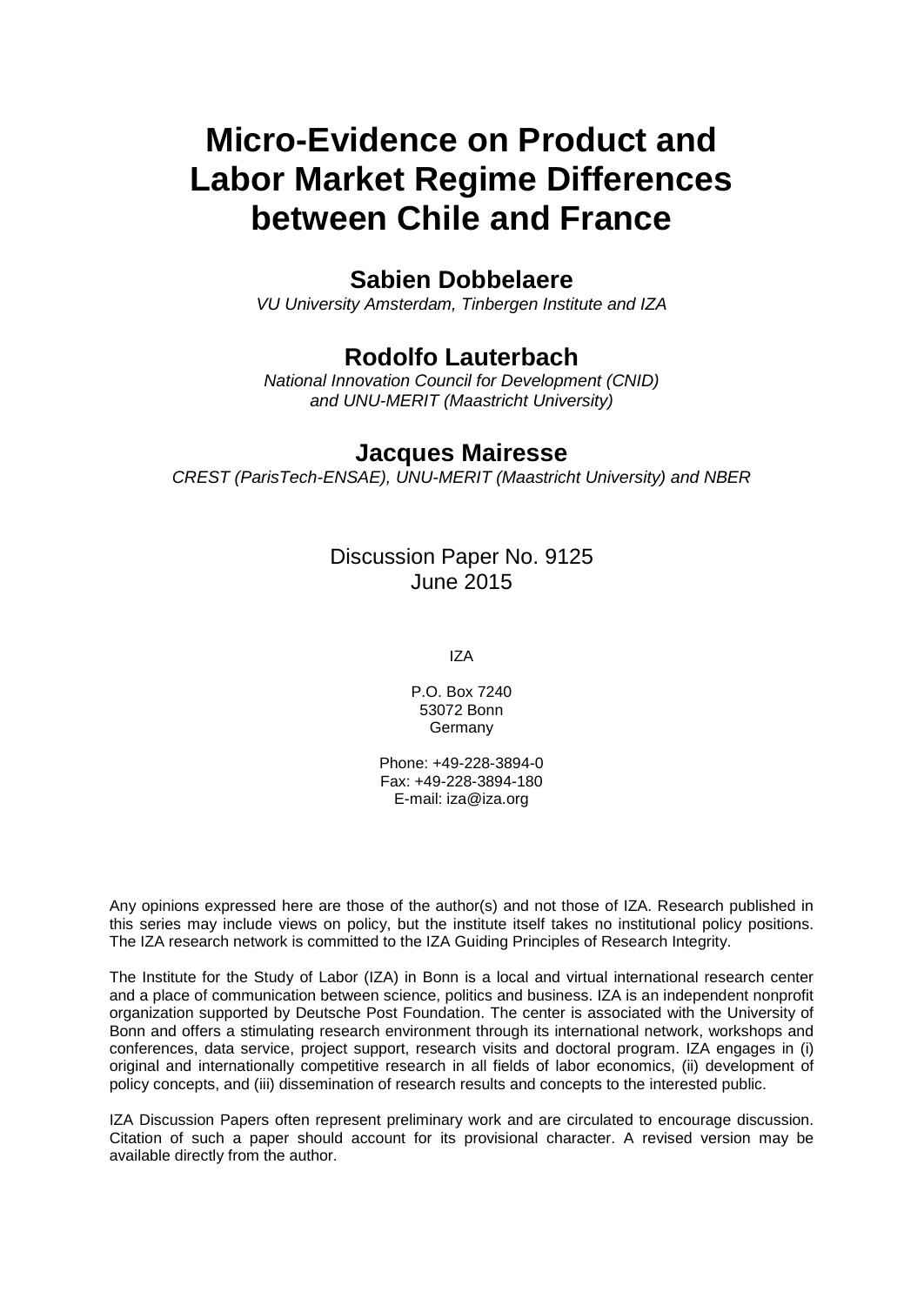# Micro-Evidence on Product and Labor Market Regime Differences between Chile and France

## Sabien Dobbelaere

*VU University Amsterdam, Tinbergen Institute and IZA*

## Rodolfo Lauterbach

*National Innovation Council for Development (CNID) and UNU-MERIT (Maastricht University)*

## Jacques Mairesse

*CREST (ParisTech-ENSAE), UNU-MERIT (Maastricht University) and NBER*

Discussion Paper No. 9125
June 2015

IZA

P.O. Box 7240
53072 Bonn
Germany

Phone: +49-228-3894-0
Fax: +49-228-3894-180
E-mail: iza@iza.org

Any opinions expressed here are those of the author(s) and not those of IZA. Research published in this series may include views on policy, but the institute itself takes no institutional policy positions. The IZA research network is committed to the IZA Guiding Principles of Research Integrity.

The Institute for the Study of Labor (IZA) in Bonn is a local and virtual international research center and a place of communication between science, politics and business. IZA is an independent nonprofit organization supported by Deutsche Post Foundation. The center is associated with the University of Bonn and offers a stimulating research environment through its international network, workshops and conferences, data service, project support, research visits and doctoral program. IZA engages in (i) original and internationally competitive research in all fields of labor economics, (ii) development of policy concepts, and (iii) dissemination of research results and concepts to the interested public.

IZA Discussion Papers often represent preliminary work and are circulated to encourage discussion. Citation of such a paper should account for its provisional character. A revised version may be available directly from the author.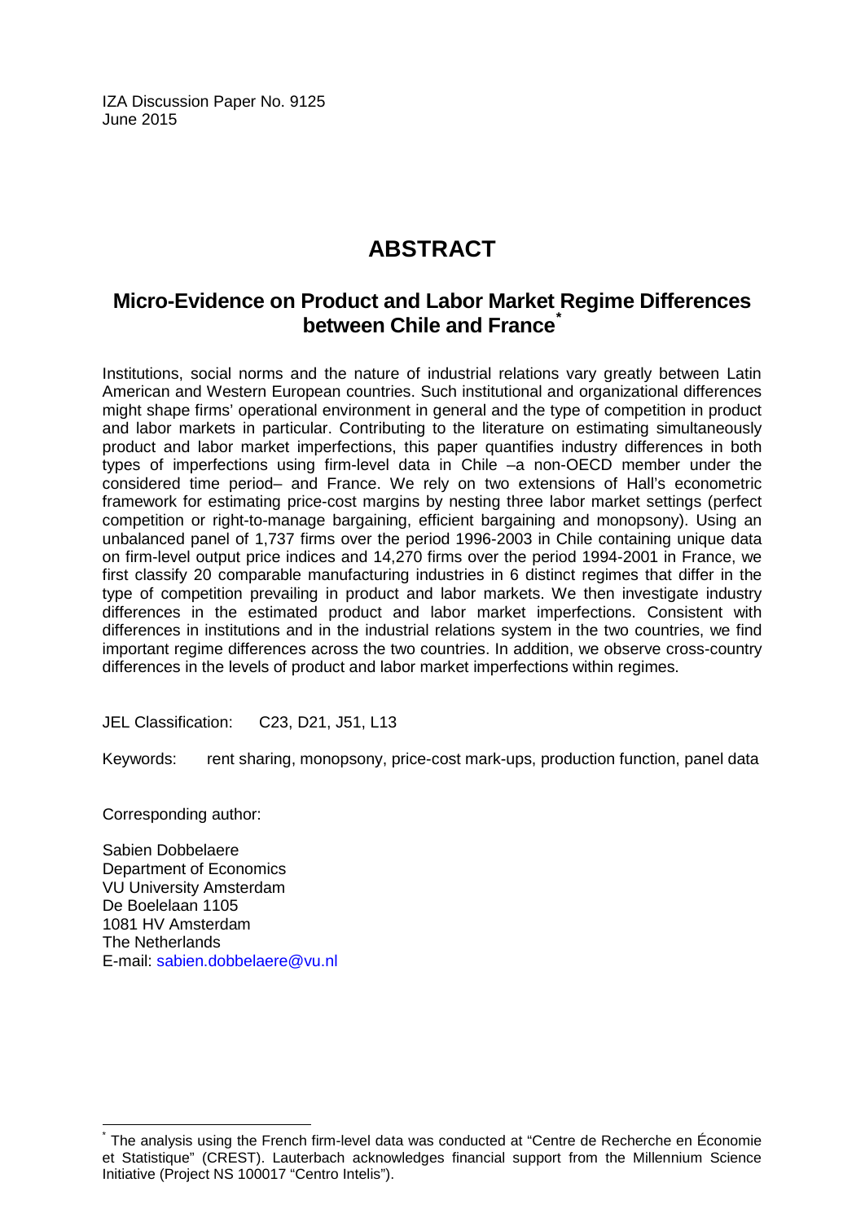IZA Discussion Paper No. 9125
June 2015

# ABSTRACT

## Micro-Evidence on Product and Labor Market Regime Differences between Chile and France[*]

Institutions, social norms and the nature of industrial relations vary greatly between Latin American and Western European countries. Such institutional and organizational differences might shape firms' operational environment in general and the type of competition in product and labor markets in particular. Contributing to the literature on estimating simultaneously product and labor market imperfections, this paper quantifies industry differences in both types of imperfections using firm-level data in Chile –a non-OECD member under the considered time period– and France. We rely on two extensions of Hall's econometric framework for estimating price-cost margins by nesting three labor market settings (perfect competition or right-to-manage bargaining, efficient bargaining and monopsony). Using an unbalanced panel of 1,737 firms over the period 1996-2003 in Chile containing unique data on firm-level output price indices and 14,270 firms over the period 1994-2001 in France, we first classify 20 comparable manufacturing industries in 6 distinct regimes that differ in the type of competition prevailing in product and labor markets. We then investigate industry differences in the estimated product and labor market imperfections. Consistent with differences in institutions and in the industrial relations system in the two countries, we find important regime differences across the two countries. In addition, we observe cross-country differences in the levels of product and labor market imperfections within regimes.

JEL Classification: C23, D21, J51, L13

Keywords: rent sharing, monopsony, price-cost mark-ups, production function, panel data

Corresponding author:

Sabien Dobbelaere
Department of Economics
VU University Amsterdam
De Boelelaan 1105
1081 HV Amsterdam
The Netherlands
E-mail: sabien.dobbelaere@vu.nl

[*] The analysis using the French firm-level data was conducted at "Centre de Recherche en Économie et Statistique" (CREST). Lauterbach acknowledges financial support from the Millennium Science Initiative (Project NS 100017 "Centro Intelis").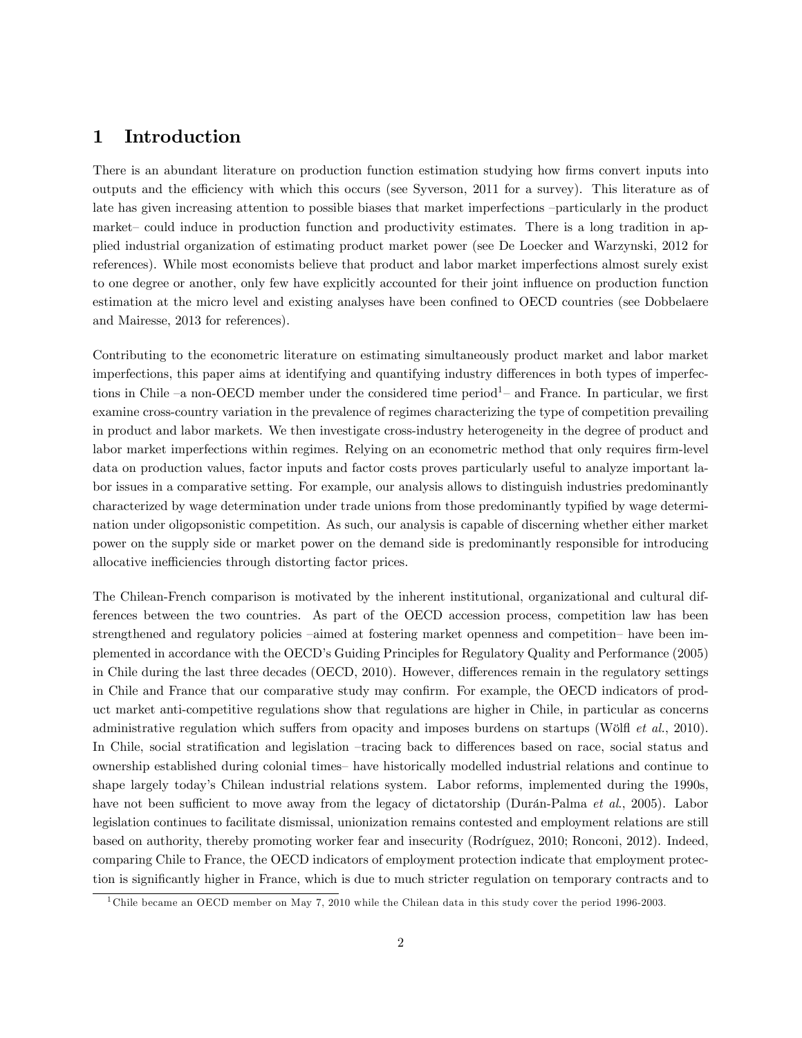# 1 Introduction

There is an abundant literature on production function estimation studying how firms convert inputs into outputs and the efficiency with which this occurs (see Syverson, 2011 for a survey). This literature as of late has given increasing attention to possible biases that market imperfections –particularly in the product market– could induce in production function and productivity estimates. There is a long tradition in applied industrial organization of estimating product market power (see De Loecker and Warzynski, 2012 for references). While most economists believe that product and labor market imperfections almost surely exist to one degree or another, only few have explicitly accounted for their joint influence on production function estimation at the micro level and existing analyses have been confined to OECD countries (see Dobbelaere and Mairesse, 2013 for references).

Contributing to the econometric literature on estimating simultaneously product market and labor market imperfections, this paper aims at identifying and quantifying industry differences in both types of imperfections in Chile –a non-OECD member under the considered time period[1]– and France. In particular, we first examine cross-country variation in the prevalence of regimes characterizing the type of competition prevailing in product and labor markets. We then investigate cross-industry heterogeneity in the degree of product and labor market imperfections within regimes. Relying on an econometric method that only requires firm-level data on production values, factor inputs and factor costs proves particularly useful to analyze important labor issues in a comparative setting. For example, our analysis allows to distinguish industries predominantly characterized by wage determination under trade unions from those predominantly typified by wage determination under oligopsonistic competition. As such, our analysis is capable of discerning whether either market power on the supply side or market power on the demand side is predominantly responsible for introducing allocative inefficiencies through distorting factor prices.

The Chilean-French comparison is motivated by the inherent institutional, organizational and cultural differences between the two countries. As part of the OECD accession process, competition law has been strengthened and regulatory policies –aimed at fostering market openness and competition– have been implemented in accordance with the OECD's Guiding Principles for Regulatory Quality and Performance (2005) in Chile during the last three decades (OECD, 2010). However, differences remain in the regulatory settings in Chile and France that our comparative study may confirm. For example, the OECD indicators of product market anti-competitive regulations show that regulations are higher in Chile, in particular as concerns administrative regulation which suffers from opacity and imposes burdens on startups (Wölfl *et al.*, 2010). In Chile, social stratification and legislation –tracing back to differences based on race, social status and ownership established during colonial times– have historically modelled industrial relations and continue to shape largely today's Chilean industrial relations system. Labor reforms, implemented during the 1990s, have not been sufficient to move away from the legacy of dictatorship (Durán-Palma *et al.*, 2005). Labor legislation continues to facilitate dismissal, unionization remains contested and employment relations are still based on authority, thereby promoting worker fear and insecurity (Rodríguez, 2010; Ronconi, 2012). Indeed, comparing Chile to France, the OECD indicators of employment protection indicate that employment protection is significantly higher in France, which is due to much stricter regulation on temporary contracts and to

[1] Chile became an OECD member on May 7, 2010 while the Chilean data in this study cover the period 1996-2003.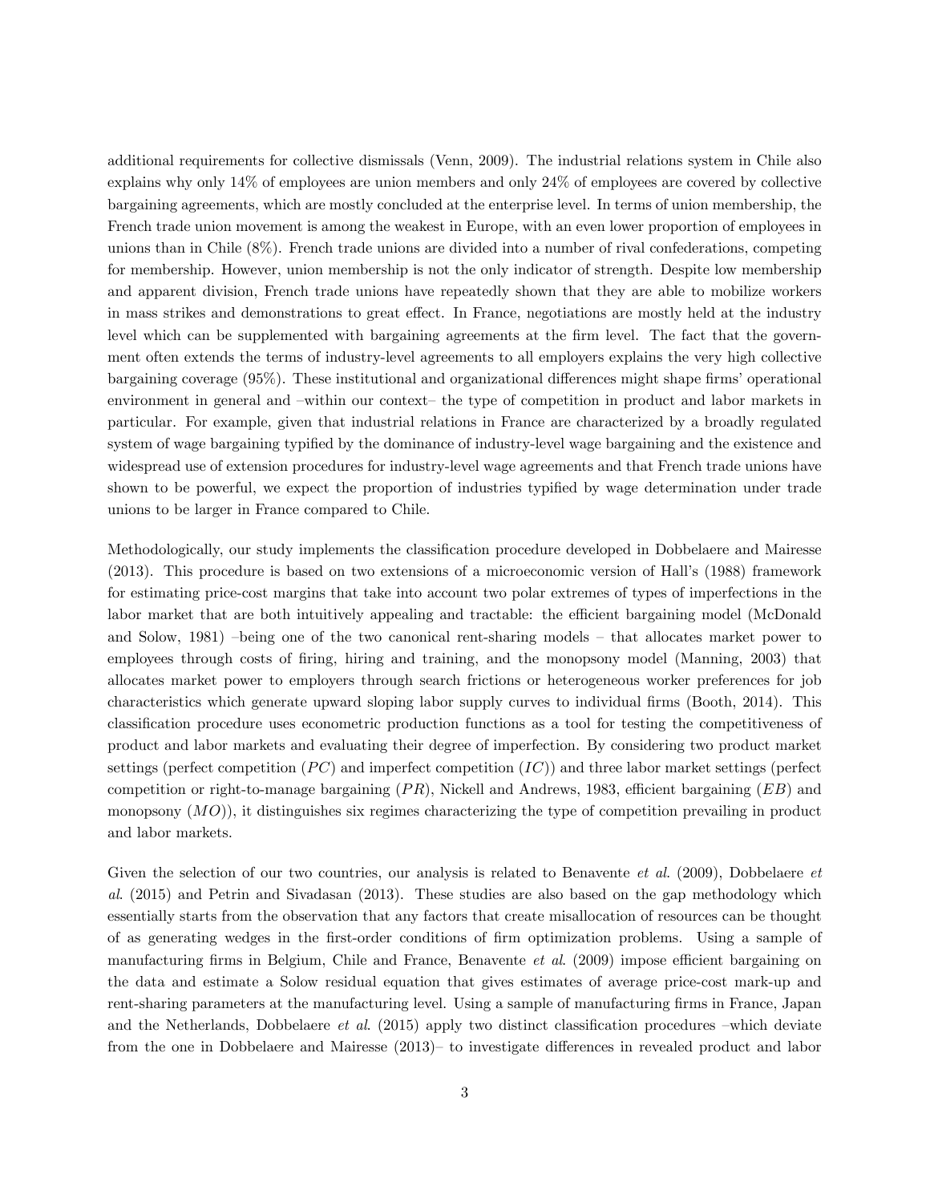additional requirements for collective dismissals (Venn, 2009). The industrial relations system in Chile also explains why only 14% of employees are union members and only 24% of employees are covered by collective bargaining agreements, which are mostly concluded at the enterprise level. In terms of union membership, the French trade union movement is among the weakest in Europe, with an even lower proportion of employees in unions than in Chile (8%). French trade unions are divided into a number of rival confederations, competing for membership. However, union membership is not the only indicator of strength. Despite low membership and apparent division, French trade unions have repeatedly shown that they are able to mobilize workers in mass strikes and demonstrations to great effect. In France, negotiations are mostly held at the industry level which can be supplemented with bargaining agreements at the firm level. The fact that the government often extends the terms of industry-level agreements to all employers explains the very high collective bargaining coverage (95%). These institutional and organizational differences might shape firms' operational environment in general and –within our context– the type of competition in product and labor markets in particular. For example, given that industrial relations in France are characterized by a broadly regulated system of wage bargaining typified by the dominance of industry-level wage bargaining and the existence and widespread use of extension procedures for industry-level wage agreements and that French trade unions have shown to be powerful, we expect the proportion of industries typified by wage determination under trade unions to be larger in France compared to Chile.

Methodologically, our study implements the classification procedure developed in Dobbelaere and Mairesse (2013). This procedure is based on two extensions of a microeconomic version of Hall's (1988) framework for estimating price-cost margins that take into account two polar extremes of types of imperfections in the labor market that are both intuitively appealing and tractable: the efficient bargaining model (McDonald and Solow, 1981) –being one of the two canonical rent-sharing models – that allocates market power to employees through costs of firing, hiring and training, and the monopsony model (Manning, 2003) that allocates market power to employers through search frictions or heterogeneous worker preferences for job characteristics which generate upward sloping labor supply curves to individual firms (Booth, 2014). This classification procedure uses econometric production functions as a tool for testing the competitiveness of product and labor markets and evaluating their degree of imperfection. By considering two product market settings (perfect competition ($PC$) and imperfect competition ($IC$)) and three labor market settings (perfect competition or right-to-manage bargaining ($PR$), Nickell and Andrews, 1983, efficient bargaining ($EB$) and monopsony ($MO$)), it distinguishes six regimes characterizing the type of competition prevailing in product and labor markets.

Given the selection of our two countries, our analysis is related to Benavente *et al*. (2009), Dobbelaere *et al*. (2015) and Petrin and Sivadasan (2013). These studies are also based on the gap methodology which essentially starts from the observation that any factors that create misallocation of resources can be thought of as generating wedges in the first-order conditions of firm optimization problems. Using a sample of manufacturing firms in Belgium, Chile and France, Benavente *et al*. (2009) impose efficient bargaining on the data and estimate a Solow residual equation that gives estimates of average price-cost mark-up and rent-sharing parameters at the manufacturing level. Using a sample of manufacturing firms in France, Japan and the Netherlands, Dobbelaere *et al*. (2015) apply two distinct classification procedures –which deviate from the one in Dobbelaere and Mairesse (2013)– to investigate differences in revealed product and labor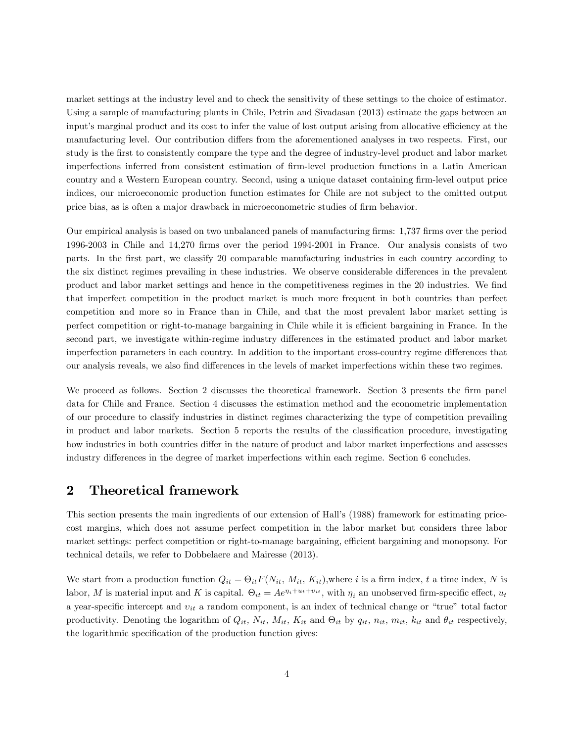market settings at the industry level and to check the sensitivity of these settings to the choice of estimator. Using a sample of manufacturing plants in Chile, Petrin and Sivadasan (2013) estimate the gaps between an input's marginal product and its cost to infer the value of lost output arising from allocative efficiency at the manufacturing level. Our contribution differs from the aforementioned analyses in two respects. First, our study is the first to consistently compare the type and the degree of industry-level product and labor market imperfections inferred from consistent estimation of firm-level production functions in a Latin American country and a Western European country. Second, using a unique dataset containing firm-level output price indices, our microeconomic production function estimates for Chile are not subject to the omitted output price bias, as is often a major drawback in microeconometric studies of firm behavior.

Our empirical analysis is based on two unbalanced panels of manufacturing firms: 1,737 firms over the period 1996-2003 in Chile and 14,270 firms over the period 1994-2001 in France. Our analysis consists of two parts. In the first part, we classify 20 comparable manufacturing industries in each country according to the six distinct regimes prevailing in these industries. We observe considerable differences in the prevalent product and labor market settings and hence in the competitiveness regimes in the 20 industries. We find that imperfect competition in the product market is much more frequent in both countries than perfect competition and more so in France than in Chile, and that the most prevalent labor market setting is perfect competition or right-to-manage bargaining in Chile while it is efficient bargaining in France. In the second part, we investigate within-regime industry differences in the estimated product and labor market imperfection parameters in each country. In addition to the important cross-country regime differences that our analysis reveals, we also find differences in the levels of market imperfections within these two regimes.

We proceed as follows. Section 2 discusses the theoretical framework. Section 3 presents the firm panel data for Chile and France. Section 4 discusses the estimation method and the econometric implementation of our procedure to classify industries in distinct regimes characterizing the type of competition prevailing in product and labor markets. Section 5 reports the results of the classification procedure, investigating how industries in both countries differ in the nature of product and labor market imperfections and assesses industry differences in the degree of market imperfections within each regime. Section 6 concludes.

## 2 Theoretical framework

This section presents the main ingredients of our extension of Hall's (1988) framework for estimating price-cost margins, which does not assume perfect competition in the labor market but considers three labor market settings: perfect competition or right-to-manage bargaining, efficient bargaining and monopsony. For technical details, we refer to Dobbelaere and Mairesse (2013).

We start from a production function $Q_{it} = \Theta_{it} F(N_{it}, M_{it}, K_{it})$,where $i$ is a firm index, $t$ a time index, $N$ is labor, $M$ is material input and $K$ is capital. $\Theta_{it} = Ae^{\eta_i + u_t + v_{it}}$, with $\eta_i$ an unobserved firm-specific effect, $u_t$ a year-specific intercept and $v_{it}$ a random component, is an index of technical change or "true" total factor productivity. Denoting the logarithm of $Q_{it}$, $N_{it}$, $M_{it}$, $K_{it}$ and $\Theta_{it}$ by $q_{it}$, $n_{it}$, $m_{it}$, $k_{it}$ and $\theta_{it}$ respectively, the logarithmic specification of the production function gives: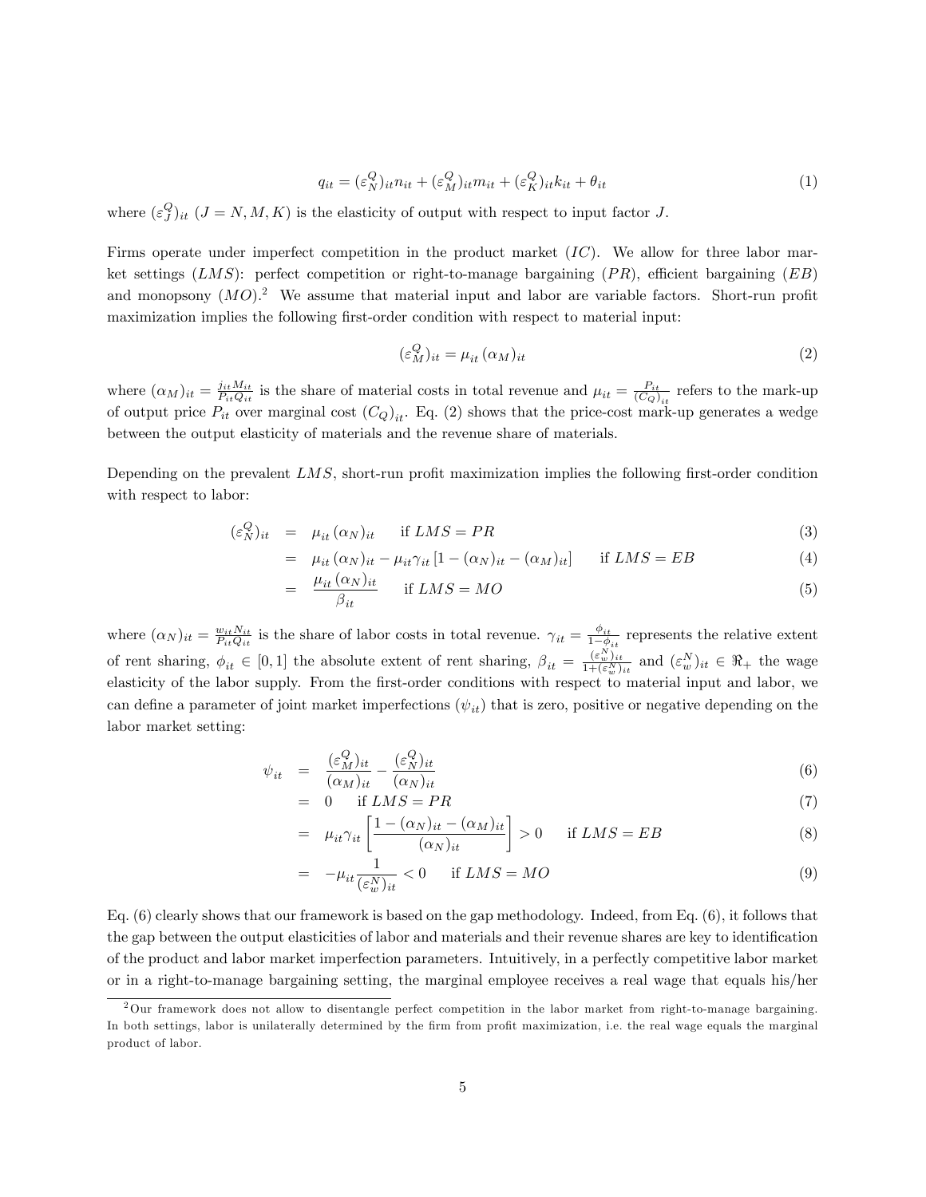$$q_{it} = (\varepsilon_N^Q)_{it} n_{it} + (\varepsilon_M^Q)_{it} m_{it} + (\varepsilon_K^Q)_{it} k_{it} + \theta_{it} \tag{1}$$

where $(\varepsilon_J^Q)_{it}$ $(J = N, M, K)$ is the elasticity of output with respect to input factor $J$.

Firms operate under imperfect competition in the product market ($IC$). We allow for three labor market settings ($LMS$): perfect competition or right-to-manage bargaining ($PR$), efficient bargaining ($EB$) and monopsony ($MO$).[2] We assume that material input and labor are variable factors. Short-run profit maximization implies the following first-order condition with respect to material input:

$$(\varepsilon_M^Q)_{it} = \mu_{it} \, (\alpha_M)_{it} \tag{2}$$

where $(\alpha_M)_{it} = \frac{j_{it} M_{it}}{P_{it} Q_{it}}$ is the share of material costs in total revenue and $\mu_{it} = \frac{P_{it}}{(C_Q)_{it}}$ refers to the mark-up of output price $P_{it}$ over marginal cost $(C_Q)_{it}$. Eq. (2) shows that the price-cost mark-up generates a wedge between the output elasticity of materials and the revenue share of materials.

Depending on the prevalent $LMS$, short-run profit maximization implies the following first-order condition with respect to labor:

$$
\begin{aligned}
(\varepsilon_N^Q)_{it} &= \mu_{it} \, (\alpha_N)_{it} \quad \text{if } LMS = PR && (3) \\
&= \mu_{it} \, (\alpha_N)_{it} - \mu_{it} \gamma_{it} \left[1 - (\alpha_N)_{it} - (\alpha_M)_{it}\right] \quad \text{if } LMS = EB && (4) \\
&= \frac{\mu_{it} \, (\alpha_N)_{it}}{\beta_{it}} \quad \text{if } LMS = MO && (5)
\end{aligned}
$$

where $(\alpha_N)_{it} = \frac{w_{it} N_{it}}{P_{it} Q_{it}}$ is the share of labor costs in total revenue. $\gamma_{it} = \frac{\phi_{it}}{1-\phi_{it}}$ represents the relative extent of rent sharing, $\phi_{it} \in [0, 1]$ the absolute extent of rent sharing, $\beta_{it} = \frac{(\varepsilon_w^N)_{it}}{1+(\varepsilon_w^N)_{it}}$ and $(\varepsilon_w^N)_{it} \in \Re_+$ the wage elasticity of the labor supply. From the first-order conditions with respect to material input and labor, we can define a parameter of joint market imperfections ($\psi_{it}$) that is zero, positive or negative depending on the labor market setting:

$$
\begin{aligned}
\psi_{it} &= \frac{(\varepsilon_M^Q)_{it}}{(\alpha_M)_{it}} - \frac{(\varepsilon_N^Q)_{it}}{(\alpha_N)_{it}} && (6) \\
&= 0 \quad \text{if } LMS = PR && (7) \\
&= \mu_{it} \gamma_{it} \left[\frac{1 - (\alpha_N)_{it} - (\alpha_M)_{it}}{(\alpha_N)_{it}}\right] > 0 \quad \text{if } LMS = EB && (8) \\
&= -\mu_{it} \frac{1}{(\varepsilon_w^N)_{it}} < 0 \quad \text{if } LMS = MO && (9)
\end{aligned}
$$

Eq. (6) clearly shows that our framework is based on the gap methodology. Indeed, from Eq. (6), it follows that the gap between the output elasticities of labor and materials and their revenue shares are key to identification of the product and labor market imperfection parameters. Intuitively, in a perfectly competitive labor market or in a right-to-manage bargaining setting, the marginal employee receives a real wage that equals his/her

[2] Our framework does not allow to disentangle perfect competition in the labor market from right-to-manage bargaining. In both settings, labor is unilaterally determined by the firm from profit maximization, i.e. the real wage equals the marginal product of labor.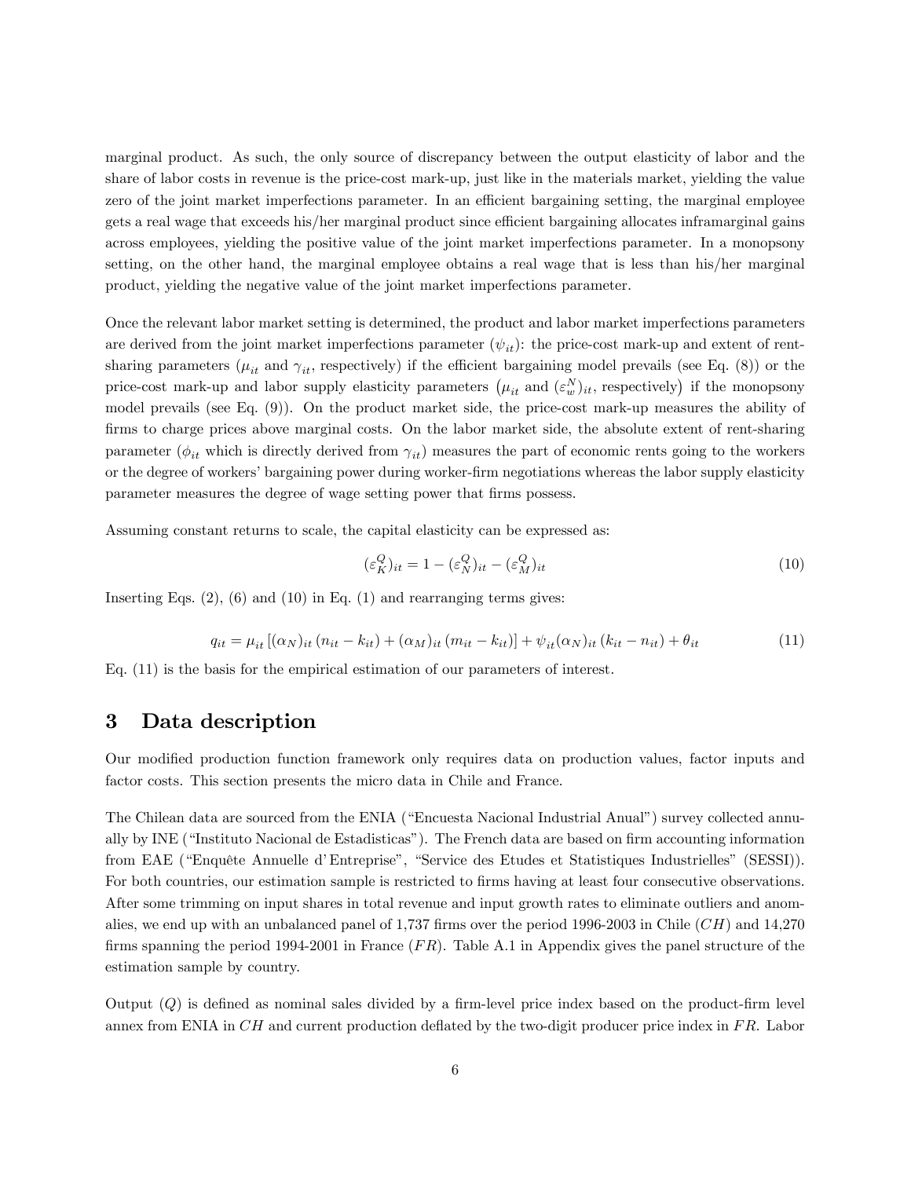marginal product. As such, the only source of discrepancy between the output elasticity of labor and the share of labor costs in revenue is the price-cost mark-up, just like in the materials market, yielding the value zero of the joint market imperfections parameter. In an efficient bargaining setting, the marginal employee gets a real wage that exceeds his/her marginal product since efficient bargaining allocates inframarginal gains across employees, yielding the positive value of the joint market imperfections parameter. In a monopsony setting, on the other hand, the marginal employee obtains a real wage that is less than his/her marginal product, yielding the negative value of the joint market imperfections parameter.

Once the relevant labor market setting is determined, the product and labor market imperfections parameters are derived from the joint market imperfections parameter ($\psi_{it}$): the price-cost mark-up and extent of rent-sharing parameters ($\mu_{it}$ and $\gamma_{it}$, respectively) if the efficient bargaining model prevails (see Eq. (8)) or the price-cost mark-up and labor supply elasticity parameters $\left(\mu_{it}\text{ and }(\varepsilon_w^N)_{it}\text{, respectively}\right)$ if the monopsony model prevails (see Eq. (9)). On the product market side, the price-cost mark-up measures the ability of firms to charge prices above marginal costs. On the labor market side, the absolute extent of rent-sharing parameter ($\phi_{it}$ which is directly derived from $\gamma_{it}$) measures the part of economic rents going to the workers or the degree of workers' bargaining power during worker-firm negotiations whereas the labor supply elasticity parameter measures the degree of wage setting power that firms possess.

Assuming constant returns to scale, the capital elasticity can be expressed as:

$$(\varepsilon_K^Q)_{it} = 1 - (\varepsilon_N^Q)_{it} - (\varepsilon_M^Q)_{it} \tag{10}$$

Inserting Eqs. (2), (6) and (10) in Eq. (1) and rearranging terms gives:

$$q_{it} = \mu_{it}\left[(\alpha_N)_{it}\,(n_{it} - k_{it}) + (\alpha_M)_{it}\,(m_{it} - k_{it})\right] + \psi_{it}(\alpha_N)_{it}\,(k_{it} - n_{it}) + \theta_{it} \tag{11}$$

Eq. (11) is the basis for the empirical estimation of our parameters of interest.

# 3 Data description

Our modified production function framework only requires data on production values, factor inputs and factor costs. This section presents the micro data in Chile and France.

The Chilean data are sourced from the ENIA ("Encuesta Nacional Industrial Anual") survey collected annually by INE ("Instituto Nacional de Estadisticas"). The French data are based on firm accounting information from EAE ("Enquête Annuelle d'Entreprise", "Service des Etudes et Statistiques Industrielles" (SESSI)). For both countries, our estimation sample is restricted to firms having at least four consecutive observations. After some trimming on input shares in total revenue and input growth rates to eliminate outliers and anomalies, we end up with an unbalanced panel of 1,737 firms over the period 1996-2003 in Chile ($CH$) and 14,270 firms spanning the period 1994-2001 in France ($FR$). Table A.1 in Appendix gives the panel structure of the estimation sample by country.

Output ($Q$) is defined as nominal sales divided by a firm-level price index based on the product-firm level annex from ENIA in $CH$ and current production deflated by the two-digit producer price index in $FR$. Labor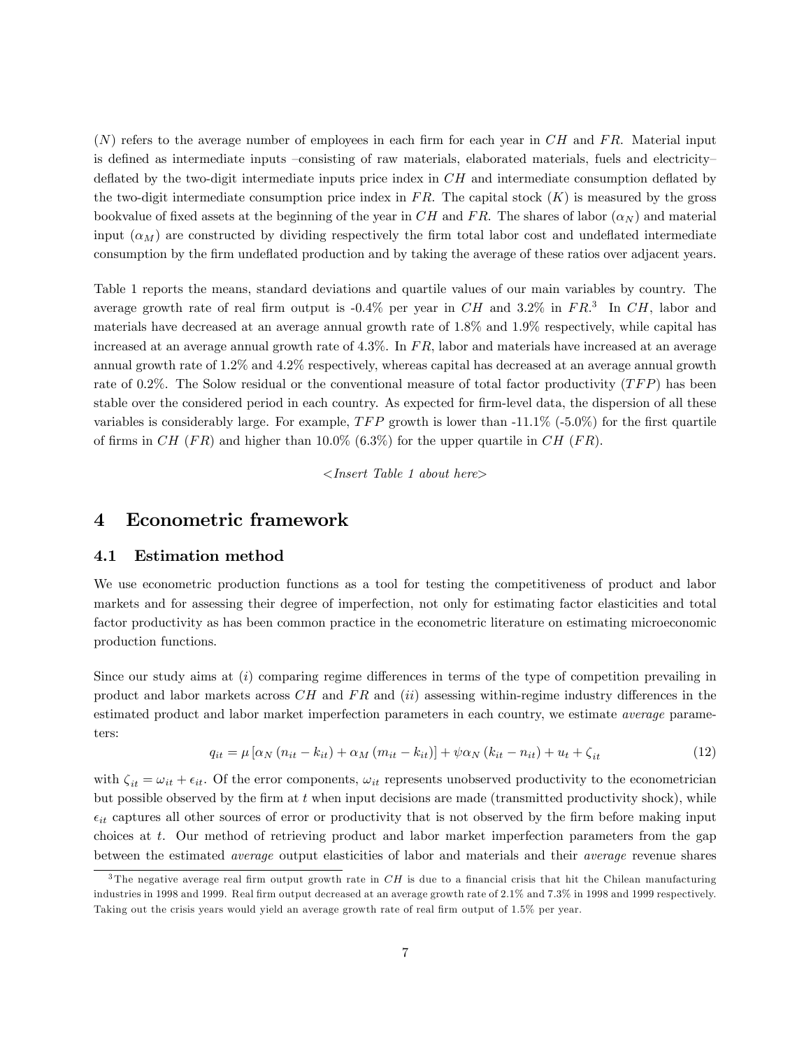($N$) refers to the average number of employees in each firm for each year in $CH$ and $FR$. Material input is defined as intermediate inputs –consisting of raw materials, elaborated materials, fuels and electricity– deflated by the two-digit intermediate inputs price index in $CH$ and intermediate consumption deflated by the two-digit intermediate consumption price index in $FR$. The capital stock ($K$) is measured by the gross bookvalue of fixed assets at the beginning of the year in $CH$ and $FR$. The shares of labor ($\alpha_N$) and material input ($\alpha_M$) are constructed by dividing respectively the firm total labor cost and undeflated intermediate consumption by the firm undeflated production and by taking the average of these ratios over adjacent years.

Table 1 reports the means, standard deviations and quartile values of our main variables by country. The average growth rate of real firm output is -0.4% per year in $CH$ and 3.2% in $FR$.[3] In $CH$, labor and materials have decreased at an average annual growth rate of 1.8% and 1.9% respectively, while capital has increased at an average annual growth rate of 4.3%. In $FR$, labor and materials have increased at an average annual growth rate of 1.2% and 4.2% respectively, whereas capital has decreased at an average annual growth rate of 0.2%. The Solow residual or the conventional measure of total factor productivity ($TFP$) has been stable over the considered period in each country. As expected for firm-level data, the dispersion of all these variables is considerably large. For example, $TFP$ growth is lower than -11.1% (-5.0%) for the first quartile of firms in $CH$ ($FR$) and higher than 10.0% (6.3%) for the upper quartile in $CH$ ($FR$).

*<Insert Table 1 about here>*

# 4 Econometric framework

## 4.1 Estimation method

We use econometric production functions as a tool for testing the competitiveness of product and labor markets and for assessing their degree of imperfection, not only for estimating factor elasticities and total factor productivity as has been common practice in the econometric literature on estimating microeconomic production functions.

Since our study aims at ($i$) comparing regime differences in terms of the type of competition prevailing in product and labor markets across $CH$ and $FR$ and ($ii$) assessing within-regime industry differences in the estimated product and labor market imperfection parameters in each country, we estimate *average* parameters:

$$q_{it} = \mu \left[ \alpha_N \left( n_{it} - k_{it} \right) + \alpha_M \left( m_{it} - k_{it} \right) \right] + \psi \alpha_N \left( k_{it} - n_{it} \right) + u_t + \zeta_{it} \tag{12}$$

with $\zeta_{it} = \omega_{it} + \epsilon_{it}$. Of the error components, $\omega_{it}$ represents unobserved productivity to the econometrician but possible observed by the firm at $t$ when input decisions are made (transmitted productivity shock), while $\epsilon_{it}$ captures all other sources of error or productivity that is not observed by the firm before making input choices at $t$. Our method of retrieving product and labor market imperfection parameters from the gap between the estimated *average* output elasticities of labor and materials and their *average* revenue shares

---

[3] The negative average real firm output growth rate in $CH$ is due to a financial crisis that hit the Chilean manufacturing industries in 1998 and 1999. Real firm output decreased at an average growth rate of 2.1% and 7.3% in 1998 and 1999 respectively. Taking out the crisis years would yield an average growth rate of real firm output of 1.5% per year.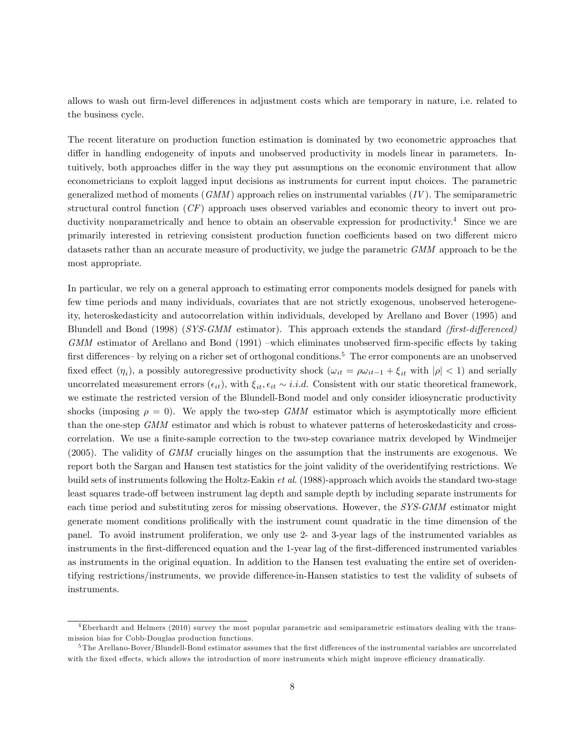allows to wash out firm-level differences in adjustment costs which are temporary in nature, i.e. related to the business cycle.

The recent literature on production function estimation is dominated by two econometric approaches that differ in handling endogeneity of inputs and unobserved productivity in models linear in parameters. Intuitively, both approaches differ in the way they put assumptions on the economic environment that allow econometricians to exploit lagged input decisions as instruments for current input choices. The parametric generalized method of moments (*GMM*) approach relies on instrumental variables (*IV*). The semiparametric structural control function (*CF*) approach uses observed variables and economic theory to invert out productivity nonparametrically and hence to obtain an observable expression for productivity.[4] Since we are primarily interested in retrieving consistent production function coefficients based on two different micro datasets rather than an accurate measure of productivity, we judge the parametric *GMM* approach to be the most appropriate.

In particular, we rely on a general approach to estimating error components models designed for panels with few time periods and many individuals, covariates that are not strictly exogenous, unobserved heterogeneity, heteroskedasticity and autocorrelation within individuals, developed by Arellano and Bover (1995) and Blundell and Bond (1998) (*SYS-GMM* estimator). This approach extends the standard *(first-differenced) GMM* estimator of Arellano and Bond (1991) –which eliminates unobserved firm-specific effects by taking first differences– by relying on a richer set of orthogonal conditions.[5] The error components are an unobserved fixed effect ($\eta_i$), a possibly autoregressive productivity shock ($\omega_{it} = \rho\omega_{it-1} + \xi_{it}$ with $|\rho| < 1$) and serially uncorrelated measurement errors ($\epsilon_{it}$), with $\xi_{it}, \epsilon_{it} \sim i.i.d.$ Consistent with our static theoretical framework, we estimate the restricted version of the Blundell-Bond model and only consider idiosyncratic productivity shocks (imposing $\rho = 0$). We apply the two-step *GMM* estimator which is asymptotically more efficient than the one-step *GMM* estimator and which is robust to whatever patterns of heteroskedasticity and cross-correlation. We use a finite-sample correction to the two-step covariance matrix developed by Windmeijer (2005). The validity of *GMM* crucially hinges on the assumption that the instruments are exogenous. We report both the Sargan and Hansen test statistics for the joint validity of the overidentifying restrictions. We build sets of instruments following the Holtz-Eakin *et al.* (1988)-approach which avoids the standard two-stage least squares trade-off between instrument lag depth and sample depth by including separate instruments for each time period and substituting zeros for missing observations. However, the *SYS-GMM* estimator might generate moment conditions prolifically with the instrument count quadratic in the time dimension of the panel. To avoid instrument proliferation, we only use 2- and 3-year lags of the instrumented variables as instruments in the first-differenced equation and the 1-year lag of the first-differenced instrumented variables as instruments in the original equation. In addition to the Hansen test evaluating the entire set of overidentifying restrictions/instruments, we provide difference-in-Hansen statistics to test the validity of subsets of instruments.

[4] Eberhardt and Helmers (2010) survey the most popular parametric and semiparametric estimators dealing with the transmission bias for Cobb-Douglas production functions.

[5] The Arellano-Bover/Blundell-Bond estimator assumes that the first differences of the instrumental variables are uncorrelated with the fixed effects, which allows the introduction of more instruments which might improve efficiency dramatically.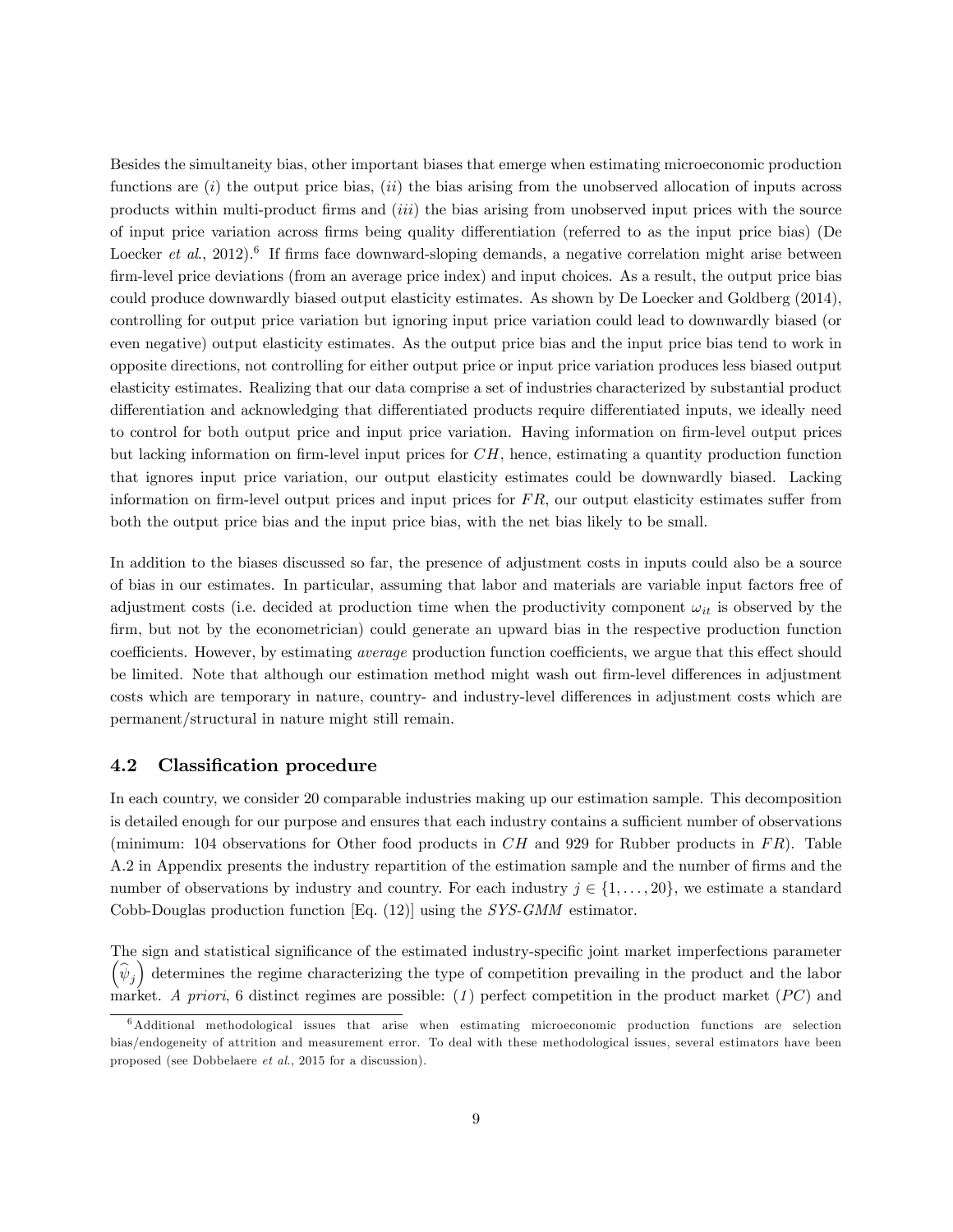Besides the simultaneity bias, other important biases that emerge when estimating microeconomic production functions are (*i*) the output price bias, (*ii*) the bias arising from the unobserved allocation of inputs across products within multi-product firms and (*iii*) the bias arising from unobserved input prices with the source of input price variation across firms being quality differentiation (referred to as the input price bias) (De Loecker *et al.*, 2012).[6] If firms face downward-sloping demands, a negative correlation might arise between firm-level price deviations (from an average price index) and input choices. As a result, the output price bias could produce downwardly biased output elasticity estimates. As shown by De Loecker and Goldberg (2014), controlling for output price variation but ignoring input price variation could lead to downwardly biased (or even negative) output elasticity estimates. As the output price bias and the input price bias tend to work in opposite directions, not controlling for either output price or input price variation produces less biased output elasticity estimates. Realizing that our data comprise a set of industries characterized by substantial product differentiation and acknowledging that differentiated products require differentiated inputs, we ideally need to control for both output price and input price variation. Having information on firm-level output prices but lacking information on firm-level input prices for $CH$, hence, estimating a quantity production function that ignores input price variation, our output elasticity estimates could be downwardly biased. Lacking information on firm-level output prices and input prices for $FR$, our output elasticity estimates suffer from both the output price bias and the input price bias, with the net bias likely to be small.

In addition to the biases discussed so far, the presence of adjustment costs in inputs could also be a source of bias in our estimates. In particular, assuming that labor and materials are variable input factors free of adjustment costs (i.e. decided at production time when the productivity component $\omega_{it}$ is observed by the firm, but not by the econometrician) could generate an upward bias in the respective production function coefficients. However, by estimating *average* production function coefficients, we argue that this effect should be limited. Note that although our estimation method might wash out firm-level differences in adjustment costs which are temporary in nature, country- and industry-level differences in adjustment costs which are permanent/structural in nature might still remain.

### 4.2 Classification procedure

In each country, we consider 20 comparable industries making up our estimation sample. This decomposition is detailed enough for our purpose and ensures that each industry contains a sufficient number of observations (minimum: 104 observations for Other food products in $CH$ and 929 for Rubber products in $FR$). Table A.2 in Appendix presents the industry repartition of the estimation sample and the number of firms and the number of observations by industry and country. For each industry $j \in \{1, \ldots, 20\}$, we estimate a standard Cobb-Douglas production function [Eq. (12)] using the *SYS-GMM* estimator.

The sign and statistical significance of the estimated industry-specific joint market imperfections parameter $\left(\widehat{\psi}_j\right)$ determines the regime characterizing the type of competition prevailing in the product and the labor market. *A priori*, 6 distinct regimes are possible: (*1*) perfect competition in the product market ($PC$) and

[6] Additional methodological issues that arise when estimating microeconomic production functions are selection bias/endogeneity of attrition and measurement error. To deal with these methodological issues, several estimators have been proposed (see Dobbelaere *et al.*, 2015 for a discussion).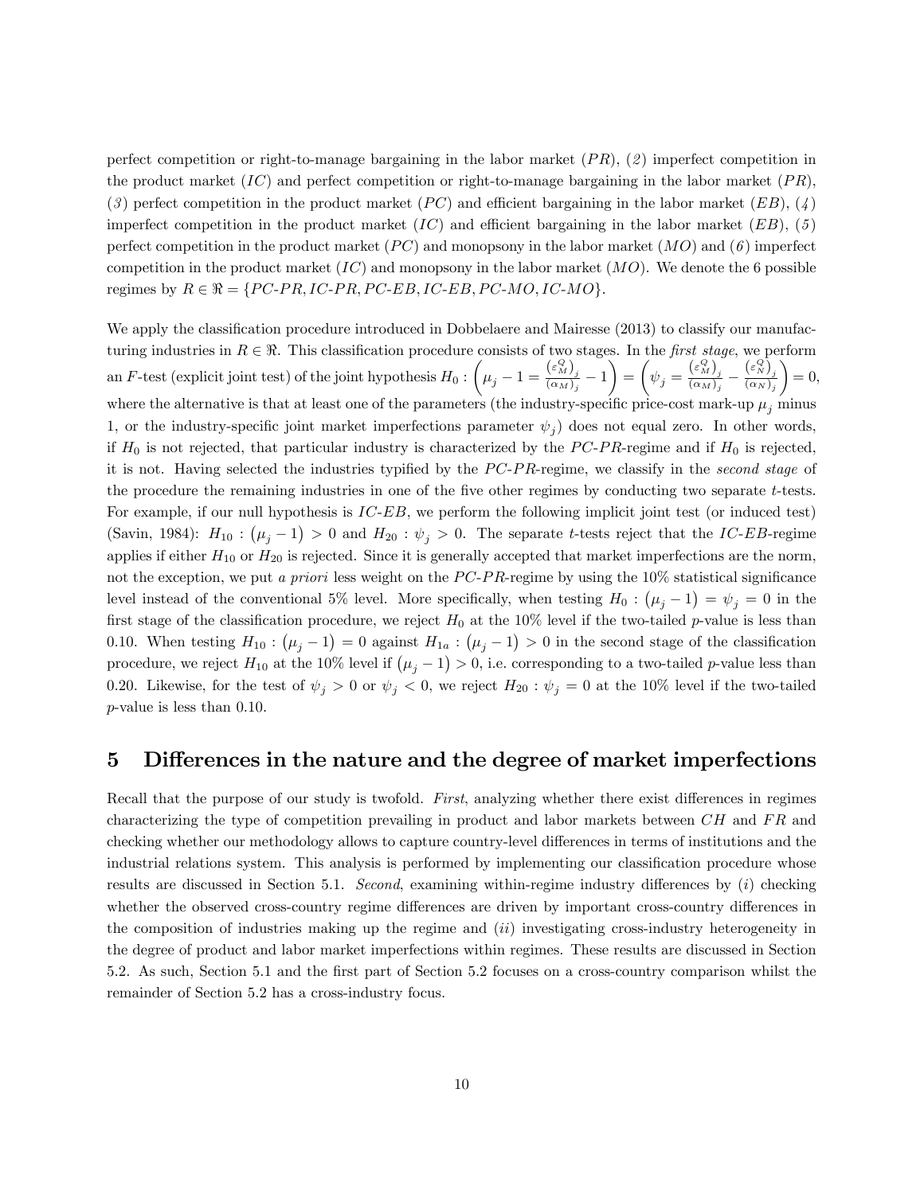perfect competition or right-to-manage bargaining in the labor market ($PR$), (*2*) imperfect competition in the product market ($IC$) and perfect competition or right-to-manage bargaining in the labor market ($PR$), (*3*) perfect competition in the product market ($PC$) and efficient bargaining in the labor market ($EB$), (*4*) imperfect competition in the product market ($IC$) and efficient bargaining in the labor market ($EB$), (*5*) perfect competition in the product market ($PC$) and monopsony in the labor market ($MO$) and (*6*) imperfect competition in the product market ($IC$) and monopsony in the labor market ($MO$). We denote the 6 possible regimes by $R \in \Re = \{PC\text{-}PR, IC\text{-}PR, PC\text{-}EB, IC\text{-}EB, PC\text{-}MO, IC\text{-}MO\}$.

We apply the classification procedure introduced in Dobbelaere and Mairesse (2013) to classify our manufacturing industries in $R \in \Re$. This classification procedure consists of two stages. In the *first stage*, we perform an $F$-test (explicit joint test) of the joint hypothesis $H_0 : \left(\mu_j - 1 = \frac{(\varepsilon_M^Q)_j}{(\alpha_M)_j} - 1\right) = \left(\psi_j = \frac{(\varepsilon_M^Q)_j}{(\alpha_M)_j} - \frac{(\varepsilon_N^Q)_j}{(\alpha_N)_j}\right) = 0$, where the alternative is that at least one of the parameters (the industry-specific price-cost mark-up $\mu_j$ minus 1, or the industry-specific joint market imperfections parameter $\psi_j$) does not equal zero. In other words, if $H_0$ is not rejected, that particular industry is characterized by the $PC\text{-}PR$-regime and if $H_0$ is rejected, it is not. Having selected the industries typified by the $PC\text{-}PR$-regime, we classify in the *second stage* of the procedure the remaining industries in one of the five other regimes by conducting two separate $t$-tests. For example, if our null hypothesis is $IC\text{-}EB$, we perform the following implicit joint test (or induced test) (Savin, 1984): $H_{10} : \left(\mu_j - 1\right) > 0$ and $H_{20} : \psi_j > 0$. The separate $t$-tests reject that the $IC\text{-}EB$-regime applies if either $H_{10}$ or $H_{20}$ is rejected. Since it is generally accepted that market imperfections are the norm, not the exception, we put *a priori* less weight on the $PC\text{-}PR$-regime by using the 10% statistical significance level instead of the conventional 5% level. More specifically, when testing $H_0 : \left(\mu_j - 1\right) = \psi_j = 0$ in the first stage of the classification procedure, we reject $H_0$ at the 10% level if the two-tailed $p$-value is less than 0.10. When testing $H_{10} : \left(\mu_j - 1\right) = 0$ against $H_{1a} : \left(\mu_j - 1\right) > 0$ in the second stage of the classification procedure, we reject $H_{10}$ at the 10% level if $\left(\mu_j - 1\right) > 0$, i.e. corresponding to a two-tailed $p$-value less than 0.20. Likewise, for the test of $\psi_j > 0$ or $\psi_j < 0$, we reject $H_{20} : \psi_j = 0$ at the 10% level if the two-tailed $p$-value is less than 0.10.

# 5 Differences in the nature and the degree of market imperfections

Recall that the purpose of our study is twofold. *First*, analyzing whether there exist differences in regimes characterizing the type of competition prevailing in product and labor markets between $CH$ and $FR$ and checking whether our methodology allows to capture country-level differences in terms of institutions and the industrial relations system. This analysis is performed by implementing our classification procedure whose results are discussed in Section 5.1. *Second*, examining within-regime industry differences by (*i*) checking whether the observed cross-country regime differences are driven by important cross-country differences in the composition of industries making up the regime and (*ii*) investigating cross-industry heterogeneity in the degree of product and labor market imperfections within regimes. These results are discussed in Section 5.2. As such, Section 5.1 and the first part of Section 5.2 focuses on a cross-country comparison whilst the remainder of Section 5.2 has a cross-industry focus.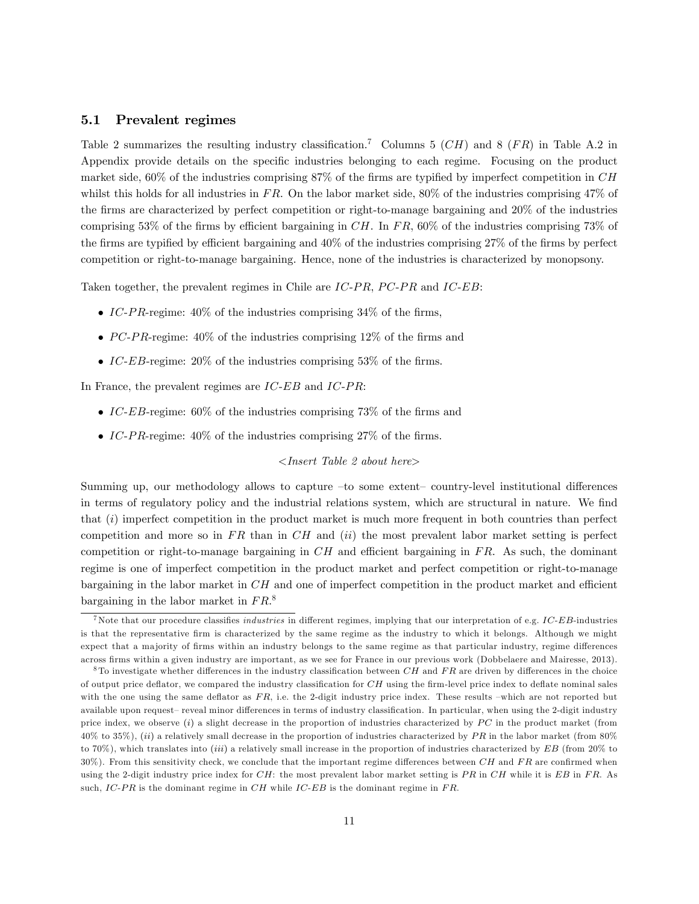### 5.1 Prevalent regimes

Table 2 summarizes the resulting industry classification.[7] Columns 5 ($CH$) and 8 ($FR$) in Table A.2 in Appendix provide details on the specific industries belonging to each regime. Focusing on the product market side, 60% of the industries comprising 87% of the firms are typified by imperfect competition in $CH$ whilst this holds for all industries in $FR$. On the labor market side, 80% of the industries comprising 47% of the firms are characterized by perfect competition or right-to-manage bargaining and 20% of the industries comprising 53% of the firms by efficient bargaining in $CH$. In $FR$, 60% of the industries comprising 73% of the firms are typified by efficient bargaining and 40% of the industries comprising 27% of the firms by perfect competition or right-to-manage bargaining. Hence, none of the industries is characterized by monopsony.

Taken together, the prevalent regimes in Chile are $IC$-$PR$, $PC$-$PR$ and $IC$-$EB$:

- $IC$-$PR$-regime: 40% of the industries comprising 34% of the firms,
- $PC$-$PR$-regime: 40% of the industries comprising 12% of the firms and
- $IC$-$EB$-regime: 20% of the industries comprising 53% of the firms.

In France, the prevalent regimes are $IC$-$EB$ and $IC$-$PR$:

- $IC$-$EB$-regime: 60% of the industries comprising 73% of the firms and
- $IC$-$PR$-regime: 40% of the industries comprising 27% of the firms.

*<Insert Table 2 about here>*

Summing up, our methodology allows to capture –to some extent– country-level institutional differences in terms of regulatory policy and the industrial relations system, which are structural in nature. We find that (*i*) imperfect competition in the product market is much more frequent in both countries than perfect competition and more so in $FR$ than in $CH$ and (*ii*) the most prevalent labor market setting is perfect competition or right-to-manage bargaining in $CH$ and efficient bargaining in $FR$. As such, the dominant regime is one of imperfect competition in the product market and perfect competition or right-to-manage bargaining in the labor market in $CH$ and one of imperfect competition in the product market and efficient bargaining in the labor market in $FR$.[8]

---

[7] Note that our procedure classifies *industries* in different regimes, implying that our interpretation of e.g. $IC$-$EB$-industries is that the representative firm is characterized by the same regime as the industry to which it belongs. Although we might expect that a majority of firms within an industry belongs to the same regime as that particular industry, regime differences across firms within a given industry are important, as we see for France in our previous work (Dobbelaere and Mairesse, 2013).

[8] To investigate whether differences in the industry classification between $CH$ and $FR$ are driven by differences in the choice of output price deflator, we compared the industry classification for $CH$ using the firm-level price index to deflate nominal sales with the one using the same deflator as $FR$, i.e. the 2-digit industry price index. These results –which are not reported but available upon request– reveal minor differences in terms of industry classification. In particular, when using the 2-digit industry price index, we observe (*i*) a slight decrease in the proportion of industries characterized by $PC$ in the product market (from 40% to 35%), (*ii*) a relatively small decrease in the proportion of industries characterized by $PR$ in the labor market (from 80% to 70%), which translates into (*iii*) a relatively small increase in the proportion of industries characterized by $EB$ (from 20% to 30%). From this sensitivity check, we conclude that the important regime differences between $CH$ and $FR$ are confirmed when using the 2-digit industry price index for $CH$: the most prevalent labor market setting is $PR$ in $CH$ while it is $EB$ in $FR$. As such, $IC$-$PR$ is the dominant regime in $CH$ while $IC$-$EB$ is the dominant regime in $FR$.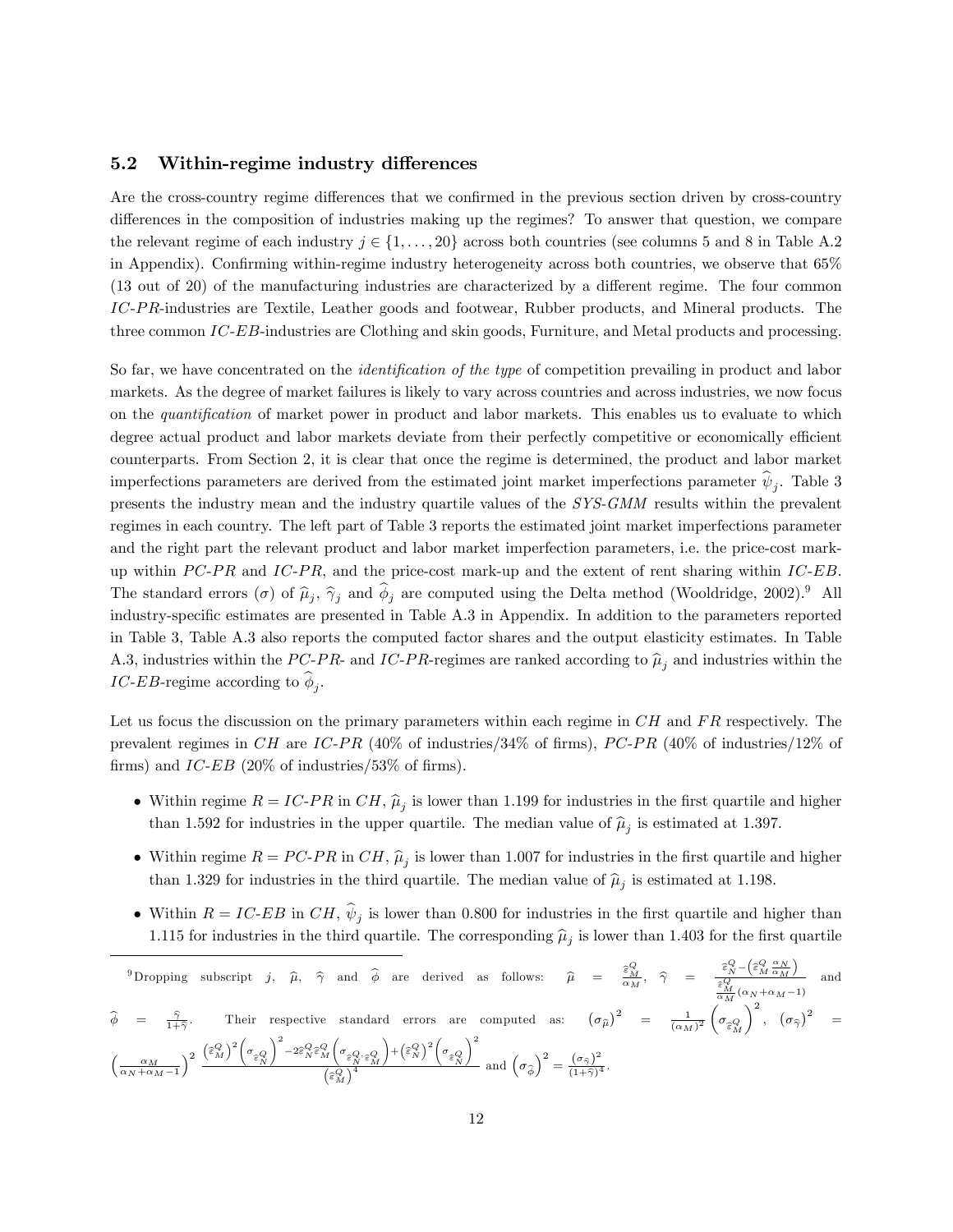## 5.2 Within-regime industry differences

Are the cross-country regime differences that we confirmed in the previous section driven by cross-country differences in the composition of industries making up the regimes? To answer that question, we compare the relevant regime of each industry $j \in \{1, \ldots, 20\}$ across both countries (see columns 5 and 8 in Table A.2 in Appendix). Confirming within-regime industry heterogeneity across both countries, we observe that 65% (13 out of 20) of the manufacturing industries are characterized by a different regime. The four common *IC-PR*-industries are Textile, Leather goods and footwear, Rubber products, and Mineral products. The three common *IC-EB*-industries are Clothing and skin goods, Furniture, and Metal products and processing.

So far, we have concentrated on the *identification of the type* of competition prevailing in product and labor markets. As the degree of market failures is likely to vary across countries and across industries, we now focus on the *quantification* of market power in product and labor markets. This enables us to evaluate to which degree actual product and labor markets deviate from their perfectly competitive or economically efficient counterparts. From Section 2, it is clear that once the regime is determined, the product and labor market imperfections parameters are derived from the estimated joint market imperfections parameter $\widehat{\psi}_j$. Table 3 presents the industry mean and the industry quartile values of the *SYS-GMM* results within the prevalent regimes in each country. The left part of Table 3 reports the estimated joint market imperfections parameter and the right part the relevant product and labor market imperfection parameters, i.e. the price-cost mark-up within *PC-PR* and *IC-PR*, and the price-cost mark-up and the extent of rent sharing within *IC-EB*. The standard errors ($\sigma$) of $\widehat{\mu}_j$, $\widehat{\gamma}_j$ and $\widehat{\phi}_j$ are computed using the Delta method (Wooldridge, 2002).[9] All industry-specific estimates are presented in Table A.3 in Appendix. In addition to the parameters reported in Table 3, Table A.3 also reports the computed factor shares and the output elasticity estimates. In Table A.3, industries within the *PC-PR*- and *IC-PR*-regimes are ranked according to $\widehat{\mu}_j$ and industries within the *IC-EB*-regime according to $\widehat{\phi}_j$.

Let us focus the discussion on the primary parameters within each regime in $CH$ and $FR$ respectively. The prevalent regimes in $CH$ are *IC-PR* (40% of industries/34% of firms), *PC-PR* (40% of industries/12% of firms) and *IC-EB* (20% of industries/53% of firms).

- Within regime $R = IC\text{-}PR$ in $CH$, $\widehat{\mu}_j$ is lower than 1.199 for industries in the first quartile and higher than 1.592 for industries in the upper quartile. The median value of $\widehat{\mu}_j$ is estimated at 1.397.
- Within regime $R = PC\text{-}PR$ in $CH$, $\widehat{\mu}_j$ is lower than 1.007 for industries in the first quartile and higher than 1.329 for industries in the third quartile. The median value of $\widehat{\mu}_j$ is estimated at 1.198.
- Within $R = IC\text{-}EB$ in $CH$, $\widehat{\psi}_j$ is lower than 0.800 for industries in the first quartile and higher than 1.115 for industries in the third quartile. The corresponding $\widehat{\mu}_j$ is lower than 1.403 for the first quartile

[9] Dropping subscript $j$, $\widehat{\mu}$, $\widehat{\gamma}$ and $\widehat{\phi}$ are derived as follows: $\widehat{\mu} = \frac{\widehat{\varepsilon}_M^Q}{\alpha_M}$, $\widehat{\gamma} = \frac{\widehat{\varepsilon}_N^Q - \left(\widehat{\varepsilon}_M^Q \frac{\alpha_N}{\alpha_M}\right)}{\frac{\widehat{\varepsilon}_M^Q}{\alpha_M}(\alpha_N + \alpha_M - 1)}$ and $\widehat{\phi} = \frac{\widehat{\gamma}}{1+\widehat{\gamma}}$. Their respective standard errors are computed as: $\left(\sigma_{\widehat{\mu}}\right)^2 = \frac{1}{(\alpha_M)^2}\left(\sigma_{\widehat{\varepsilon}_M^Q}\right)^2$, $\left(\sigma_{\widehat{\gamma}}\right)^2 = \left(\frac{\alpha_M}{\alpha_N + \alpha_M - 1}\right)^2 \frac{\left(\widehat{\varepsilon}_M^Q\right)^2\left(\sigma_{\widehat{\varepsilon}_N^Q}\right)^2 - 2\widehat{\varepsilon}_N^Q \widehat{\varepsilon}_M^Q \left(\sigma_{\widehat{\varepsilon}_N^Q, \widehat{\varepsilon}_M^Q}\right) + \left(\widehat{\varepsilon}_N^Q\right)^2\left(\sigma_{\widehat{\varepsilon}_N^Q}\right)^2}{\left(\widehat{\varepsilon}_M^Q\right)^4}$ and $\left(\sigma_{\widehat{\phi}}\right)^2 = \frac{(\sigma_{\widehat{\gamma}})^2}{(1+\widehat{\gamma})^4}$.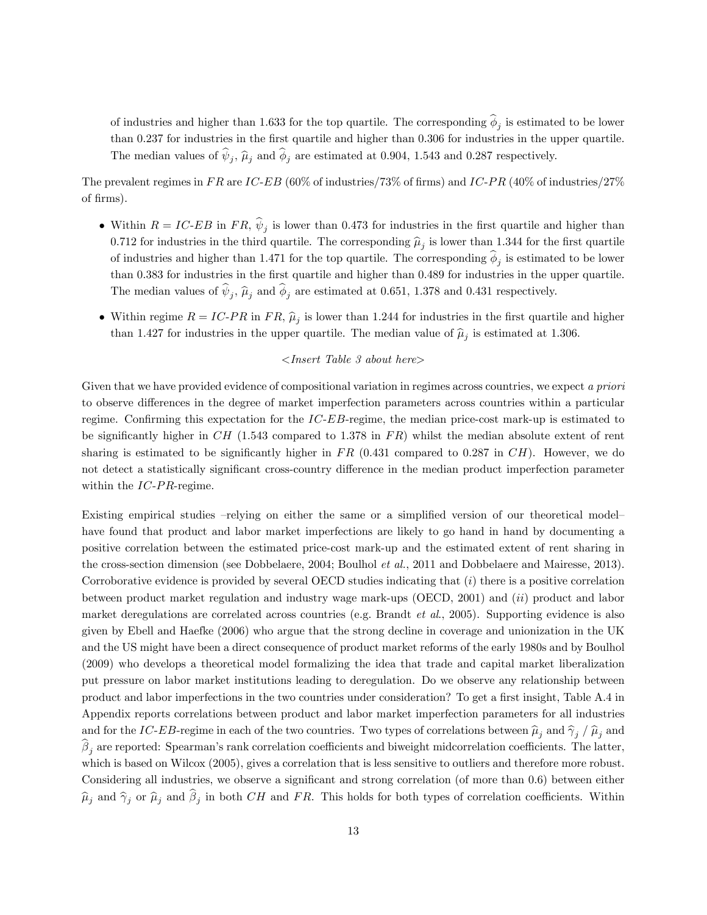of industries and higher than 1.633 for the top quartile. The corresponding $\widehat{\phi}_j$ is estimated to be lower than 0.237 for industries in the first quartile and higher than 0.306 for industries in the upper quartile. The median values of $\widehat{\psi}_j$, $\widehat{\mu}_j$ and $\widehat{\phi}_j$ are estimated at 0.904, 1.543 and 0.287 respectively.

The prevalent regimes in $FR$ are $IC$-$EB$ (60% of industries/73% of firms) and $IC$-$PR$ (40% of industries/27% of firms).

- Within $R = IC$-$EB$ in $FR$, $\widehat{\psi}_j$ is lower than 0.473 for industries in the first quartile and higher than 0.712 for industries in the third quartile. The corresponding $\widehat{\mu}_j$ is lower than 1.344 for the first quartile of industries and higher than 1.471 for the top quartile. The corresponding $\widehat{\phi}_j$ is estimated to be lower than 0.383 for industries in the first quartile and higher than 0.489 for industries in the upper quartile. The median values of $\widehat{\psi}_j$, $\widehat{\mu}_j$ and $\widehat{\phi}_j$ are estimated at 0.651, 1.378 and 0.431 respectively.
- Within regime $R = IC$-$PR$ in $FR$, $\widehat{\mu}_j$ is lower than 1.244 for industries in the first quartile and higher than 1.427 for industries in the upper quartile. The median value of $\widehat{\mu}_j$ is estimated at 1.306.

*<Insert Table 3 about here>*

Given that we have provided evidence of compositional variation in regimes across countries, we expect *a priori* to observe differences in the degree of market imperfection parameters across countries within a particular regime. Confirming this expectation for the $IC$-$EB$-regime, the median price-cost mark-up is estimated to be significantly higher in $CH$ (1.543 compared to 1.378 in $FR$) whilst the median absolute extent of rent sharing is estimated to be significantly higher in $FR$ (0.431 compared to 0.287 in $CH$). However, we do not detect a statistically significant cross-country difference in the median product imperfection parameter within the $IC$-$PR$-regime.

Existing empirical studies –relying on either the same or a simplified version of our theoretical model– have found that product and labor market imperfections are likely to go hand in hand by documenting a positive correlation between the estimated price-cost mark-up and the estimated extent of rent sharing in the cross-section dimension (see Dobbelaere, 2004; Boulhol *et al.*, 2011 and Dobbelaere and Mairesse, 2013). Corroborative evidence is provided by several OECD studies indicating that (*i*) there is a positive correlation between product market regulation and industry wage mark-ups (OECD, 2001) and (*ii*) product and labor market deregulations are correlated across countries (e.g. Brandt *et al.*, 2005). Supporting evidence is also given by Ebell and Haefke (2006) who argue that the strong decline in coverage and unionization in the UK and the US might have been a direct consequence of product market reforms of the early 1980s and by Boulhol (2009) who develops a theoretical model formalizing the idea that trade and capital market liberalization put pressure on labor market institutions leading to deregulation. Do we observe any relationship between product and labor imperfections in the two countries under consideration? To get a first insight, Table A.4 in Appendix reports correlations between product and labor market imperfection parameters for all industries and for the $IC$-$EB$-regime in each of the two countries. Two types of correlations between $\widehat{\mu}_j$ and $\widehat{\gamma}_j$ / $\widehat{\mu}_j$ and $\widehat{\beta}_j$ are reported: Spearman's rank correlation coefficients and biweight midcorrelation coefficients. The latter, which is based on Wilcox (2005), gives a correlation that is less sensitive to outliers and therefore more robust. Considering all industries, we observe a significant and strong correlation (of more than 0.6) between either $\widehat{\mu}_j$ and $\widehat{\gamma}_j$ or $\widehat{\mu}_j$ and $\widehat{\beta}_j$ in both $CH$ and $FR$. This holds for both types of correlation coefficients. Within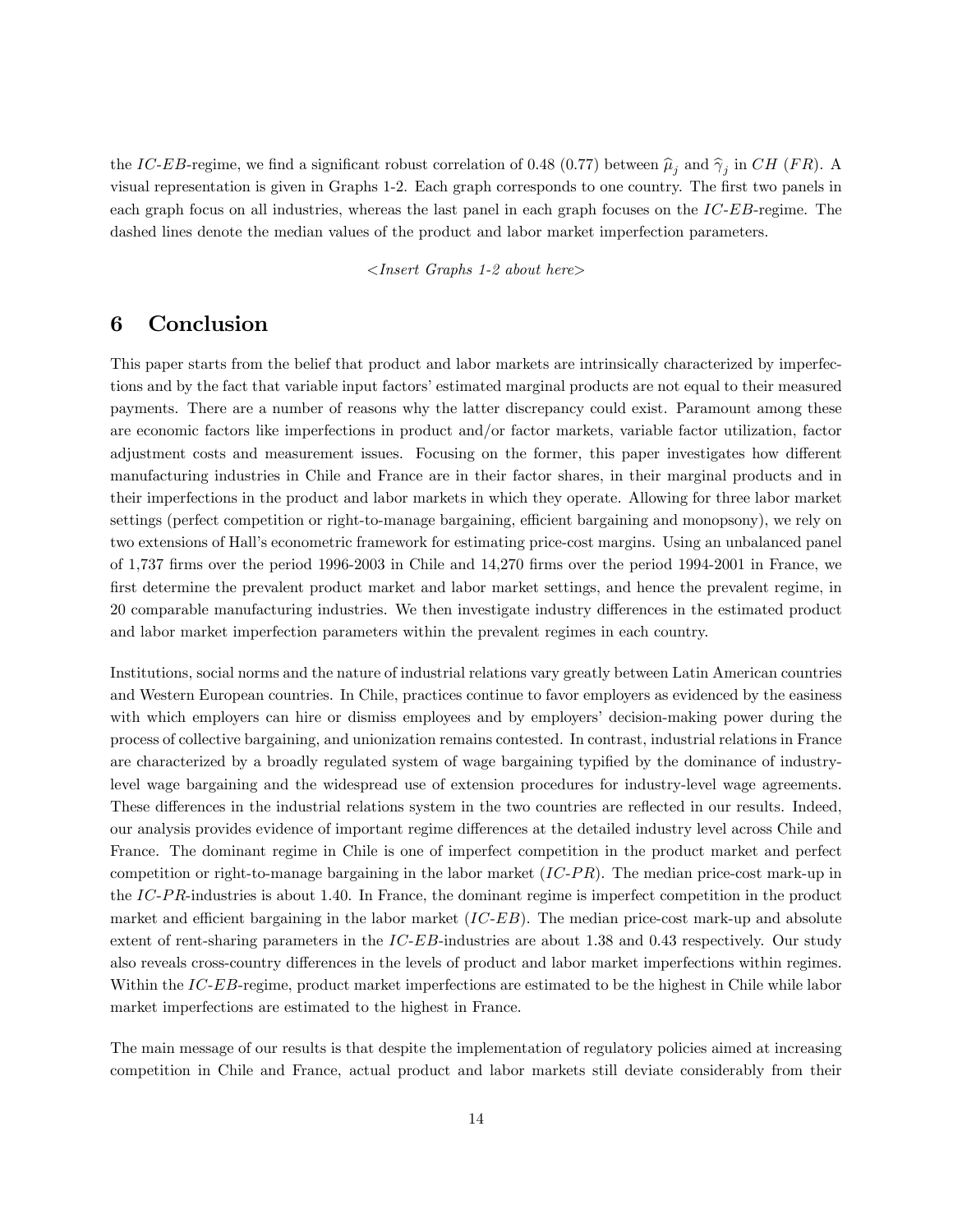the *IC*-*EB*-regime, we find a significant robust correlation of 0.48 (0.77) between $\widehat{\mu}_j$ and $\widehat{\gamma}_j$ in $CH$ ($FR$). A visual representation is given in Graphs 1-2. Each graph corresponds to one country. The first two panels in each graph focus on all industries, whereas the last panel in each graph focuses on the *IC*-*EB*-regime. The dashed lines denote the median values of the product and labor market imperfection parameters.

<*Insert Graphs 1-2 about here*>

# 6 Conclusion

This paper starts from the belief that product and labor markets are intrinsically characterized by imperfections and by the fact that variable input factors' estimated marginal products are not equal to their measured payments. There are a number of reasons why the latter discrepancy could exist. Paramount among these are economic factors like imperfections in product and/or factor markets, variable factor utilization, factor adjustment costs and measurement issues. Focusing on the former, this paper investigates how different manufacturing industries in Chile and France are in their factor shares, in their marginal products and in their imperfections in the product and labor markets in which they operate. Allowing for three labor market settings (perfect competition or right-to-manage bargaining, efficient bargaining and monopsony), we rely on two extensions of Hall's econometric framework for estimating price-cost margins. Using an unbalanced panel of 1,737 firms over the period 1996-2003 in Chile and 14,270 firms over the period 1994-2001 in France, we first determine the prevalent product market and labor market settings, and hence the prevalent regime, in 20 comparable manufacturing industries. We then investigate industry differences in the estimated product and labor market imperfection parameters within the prevalent regimes in each country.

Institutions, social norms and the nature of industrial relations vary greatly between Latin American countries and Western European countries. In Chile, practices continue to favor employers as evidenced by the easiness with which employers can hire or dismiss employees and by employers' decision-making power during the process of collective bargaining, and unionization remains contested. In contrast, industrial relations in France are characterized by a broadly regulated system of wage bargaining typified by the dominance of industry-level wage bargaining and the widespread use of extension procedures for industry-level wage agreements. These differences in the industrial relations system in the two countries are reflected in our results. Indeed, our analysis provides evidence of important regime differences at the detailed industry level across Chile and France. The dominant regime in Chile is one of imperfect competition in the product market and perfect competition or right-to-manage bargaining in the labor market (*IC*-*PR*). The median price-cost mark-up in the *IC*-*PR*-industries is about 1.40. In France, the dominant regime is imperfect competition in the product market and efficient bargaining in the labor market (*IC*-*EB*). The median price-cost mark-up and absolute extent of rent-sharing parameters in the *IC*-*EB*-industries are about 1.38 and 0.43 respectively. Our study also reveals cross-country differences in the levels of product and labor market imperfections within regimes. Within the *IC*-*EB*-regime, product market imperfections are estimated to be the highest in Chile while labor market imperfections are estimated to the highest in France.

The main message of our results is that despite the implementation of regulatory policies aimed at increasing competition in Chile and France, actual product and labor markets still deviate considerably from their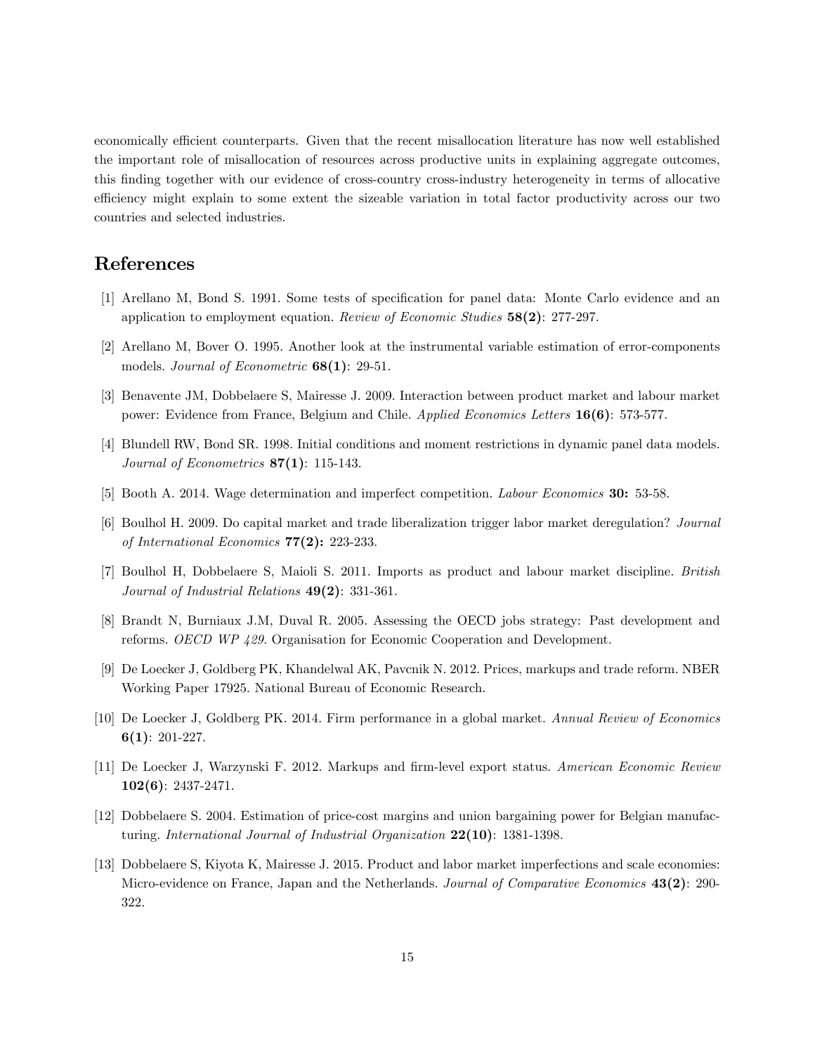economically efficient counterparts. Given that the recent misallocation literature has now well established the important role of misallocation of resources across productive units in explaining aggregate outcomes, this finding together with our evidence of cross-country cross-industry heterogeneity in terms of allocative efficiency might explain to some extent the sizeable variation in total factor productivity across our two countries and selected industries.

## References

[1] Arellano M, Bond S. 1991. Some tests of specification for panel data: Monte Carlo evidence and an application to employment equation. *Review of Economic Studies* **58(2)**: 277-297.

[2] Arellano M, Bover O. 1995. Another look at the instrumental variable estimation of error-components models. *Journal of Econometric* **68(1)**: 29-51.

[3] Benavente JM, Dobbelaere S, Mairesse J. 2009. Interaction between product market and labour market power: Evidence from France, Belgium and Chile. *Applied Economics Letters* **16(6)**: 573-577.

[4] Blundell RW, Bond SR. 1998. Initial conditions and moment restrictions in dynamic panel data models. *Journal of Econometrics* **87(1)**: 115-143.

[5] Booth A. 2014. Wage determination and imperfect competition. *Labour Economics* **30:** 53-58.

[6] Boulhol H. 2009. Do capital market and trade liberalization trigger labor market deregulation? *Journal of International Economics* **77(2):** 223-233.

[7] Boulhol H, Dobbelaere S, Maioli S. 2011. Imports as product and labour market discipline. *British Journal of Industrial Relations* **49(2)**: 331-361.

[8] Brandt N, Burniaux J.M, Duval R. 2005. Assessing the OECD jobs strategy: Past development and reforms. *OECD WP 429*. Organisation for Economic Cooperation and Development.

[9] De Loecker J, Goldberg PK, Khandelwal AK, Pavcnik N. 2012. Prices, markups and trade reform. NBER Working Paper 17925. National Bureau of Economic Research.

[10] De Loecker J, Goldberg PK. 2014. Firm performance in a global market. *Annual Review of Economics* **6(1)**: 201-227.

[11] De Loecker J, Warzynski F. 2012. Markups and firm-level export status. *American Economic Review* **102(6)**: 2437-2471.

[12] Dobbelaere S. 2004. Estimation of price-cost margins and union bargaining power for Belgian manufacturing. *International Journal of Industrial Organization* **22(10)**: 1381-1398.

[13] Dobbelaere S, Kiyota K, Mairesse J. 2015. Product and labor market imperfections and scale economies: Micro-evidence on France, Japan and the Netherlands. *Journal of Comparative Economics* **43(2)**: 290-322.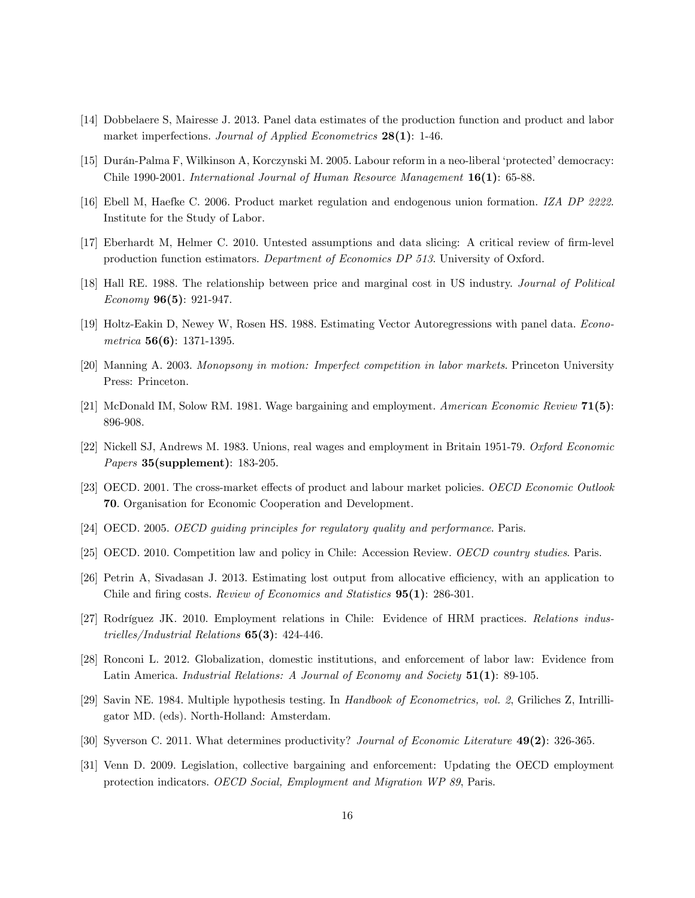[14] Dobbelaere S, Mairesse J. 2013. Panel data estimates of the production function and product and labor market imperfections. *Journal of Applied Econometrics* **28(1)**: 1-46.

[15] Durán-Palma F, Wilkinson A, Korczynski M. 2005. Labour reform in a neo-liberal 'protected' democracy: Chile 1990-2001. *International Journal of Human Resource Management* **16(1)**: 65-88.

[16] Ebell M, Haefke C. 2006. Product market regulation and endogenous union formation. *IZA DP 2222*. Institute for the Study of Labor.

[17] Eberhardt M, Helmer C. 2010. Untested assumptions and data slicing: A critical review of firm-level production function estimators. *Department of Economics DP 513*. University of Oxford.

[18] Hall RE. 1988. The relationship between price and marginal cost in US industry. *Journal of Political Economy* **96(5)**: 921-947.

[19] Holtz-Eakin D, Newey W, Rosen HS. 1988. Estimating Vector Autoregressions with panel data. *Econometrica* **56(6)**: 1371-1395.

[20] Manning A. 2003. *Monopsony in motion: Imperfect competition in labor markets*. Princeton University Press: Princeton.

[21] McDonald IM, Solow RM. 1981. Wage bargaining and employment. *American Economic Review* **71(5)**: 896-908.

[22] Nickell SJ, Andrews M. 1983. Unions, real wages and employment in Britain 1951-79. *Oxford Economic Papers* **35(supplement)**: 183-205.

[23] OECD. 2001. The cross-market effects of product and labour market policies. *OECD Economic Outlook* **70**. Organisation for Economic Cooperation and Development.

[24] OECD. 2005. *OECD guiding principles for regulatory quality and performance*. Paris.

[25] OECD. 2010. Competition law and policy in Chile: Accession Review. *OECD country studies*. Paris.

[26] Petrin A, Sivadasan J. 2013. Estimating lost output from allocative efficiency, with an application to Chile and firing costs. *Review of Economics and Statistics* **95(1)**: 286-301.

[27] Rodríguez JK. 2010. Employment relations in Chile: Evidence of HRM practices. *Relations industrielles/Industrial Relations* **65(3)**: 424-446.

[28] Ronconi L. 2012. Globalization, domestic institutions, and enforcement of labor law: Evidence from Latin America. *Industrial Relations: A Journal of Economy and Society* **51(1)**: 89-105.

[29] Savin NE. 1984. Multiple hypothesis testing. In *Handbook of Econometrics, vol. 2*, Griliches Z, Intrilligator MD. (eds). North-Holland: Amsterdam.

[30] Syverson C. 2011. What determines productivity? *Journal of Economic Literature* **49(2)**: 326-365.

[31] Venn D. 2009. Legislation, collective bargaining and enforcement: Updating the OECD employment protection indicators. *OECD Social, Employment and Migration WP 89*, Paris.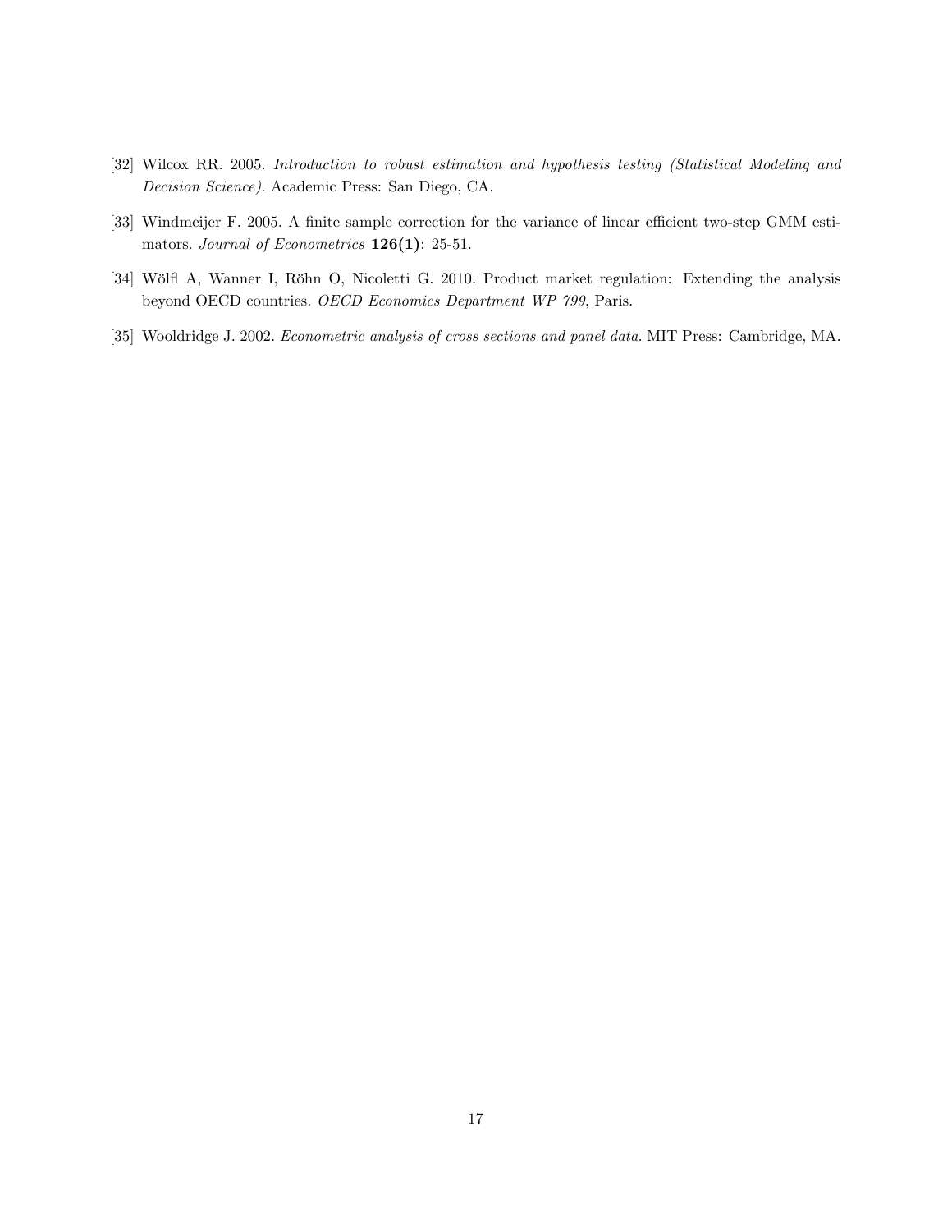[32] Wilcox RR. 2005. *Introduction to robust estimation and hypothesis testing (Statistical Modeling and Decision Science)*. Academic Press: San Diego, CA.

[33] Windmeijer F. 2005. A finite sample correction for the variance of linear efficient two-step GMM estimators. *Journal of Econometrics* **126(1)**: 25-51.

[34] Wölfl A, Wanner I, Röhn O, Nicoletti G. 2010. Product market regulation: Extending the analysis beyond OECD countries. *OECD Economics Department WP 799*, Paris.

[35] Wooldridge J. 2002. *Econometric analysis of cross sections and panel data*. MIT Press: Cambridge, MA.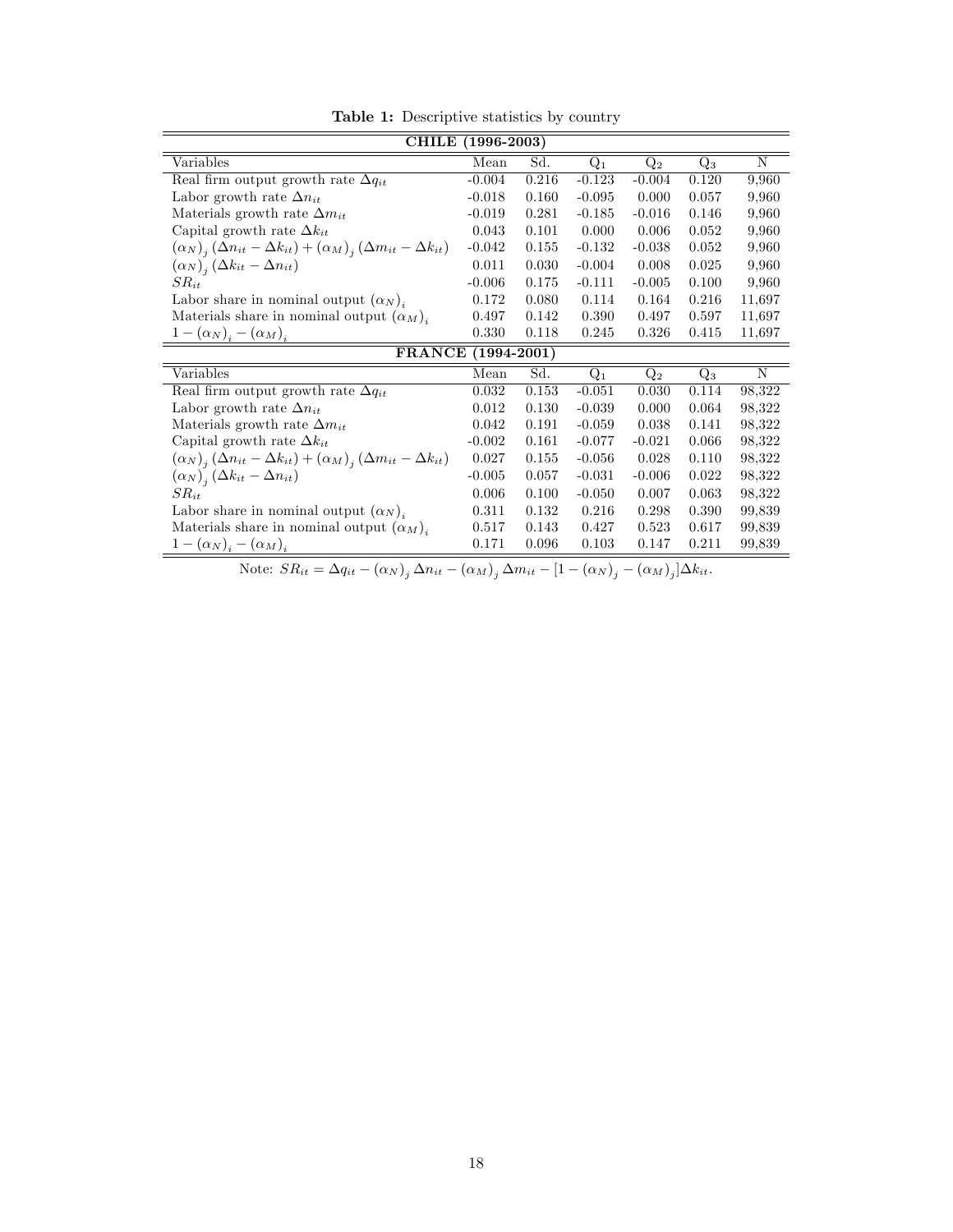**Table 1:** Descriptive statistics by country

| **CHILE (1996-2003)** | | | | | | |
|---|---|---|---|---|---|---|
| Variables | Mean | Sd. | $Q_1$ | $Q_2$ | $Q_3$ | N |
| Real firm output growth rate $\Delta q_{it}$ | -0.004 | 0.216 | -0.123 | -0.004 | 0.120 | 9,960 |
| Labor growth rate $\Delta n_{it}$ | -0.018 | 0.160 | -0.095 | 0.000 | 0.057 | 9,960 |
| Materials growth rate $\Delta m_{it}$ | -0.019 | 0.281 | -0.185 | -0.016 | 0.146 | 9,960 |
| Capital growth rate $\Delta k_{it}$ | 0.043 | 0.101 | 0.000 | 0.006 | 0.052 | 9,960 |
| $(\alpha_N)_j(\Delta n_{it} - \Delta k_{it}) + (\alpha_M)_j(\Delta m_{it} - \Delta k_{it})$ | -0.042 | 0.155 | -0.132 | -0.038 | 0.052 | 9,960 |
| $(\alpha_N)_j(\Delta k_{it} - \Delta n_{it})$ | 0.011 | 0.030 | -0.004 | 0.008 | 0.025 | 9,960 |
| $SR_{it}$ | -0.006 | 0.175 | -0.111 | -0.005 | 0.100 | 9,960 |
| Labor share in nominal output $(\alpha_N)_i$ | 0.172 | 0.080 | 0.114 | 0.164 | 0.216 | 11,697 |
| Materials share in nominal output $(\alpha_M)_i$ | 0.497 | 0.142 | 0.390 | 0.497 | 0.597 | 11,697 |
| $1 - (\alpha_N)_i - (\alpha_M)_i$ | 0.330 | 0.118 | 0.245 | 0.326 | 0.415 | 11,697 |
| **FRANCE (1994-2001)** | | | | | | |
| Variables | Mean | Sd. | $Q_1$ | $Q_2$ | $Q_3$ | N |
| Real firm output growth rate $\Delta q_{it}$ | 0.032 | 0.153 | -0.051 | 0.030 | 0.114 | 98,322 |
| Labor growth rate $\Delta n_{it}$ | 0.012 | 0.130 | -0.039 | 0.000 | 0.064 | 98,322 |
| Materials growth rate $\Delta m_{it}$ | 0.042 | 0.191 | -0.059 | 0.038 | 0.141 | 98,322 |
| Capital growth rate $\Delta k_{it}$ | -0.002 | 0.161 | -0.077 | -0.021 | 0.066 | 98,322 |
| $(\alpha_N)_j(\Delta n_{it} - \Delta k_{it}) + (\alpha_M)_j(\Delta m_{it} - \Delta k_{it})$ | 0.027 | 0.155 | -0.056 | 0.028 | 0.110 | 98,322 |
| $(\alpha_N)_j(\Delta k_{it} - \Delta n_{it})$ | -0.005 | 0.057 | -0.031 | -0.006 | 0.022 | 98,322 |
| $SR_{it}$ | 0.006 | 0.100 | -0.050 | 0.007 | 0.063 | 98,322 |
| Labor share in nominal output $(\alpha_N)_i$ | 0.311 | 0.132 | 0.216 | 0.298 | 0.390 | 99,839 |
| Materials share in nominal output $(\alpha_M)_i$ | 0.517 | 0.143 | 0.427 | 0.523 | 0.617 | 99,839 |
| $1 - (\alpha_N)_i - (\alpha_M)_i$ | 0.171 | 0.096 | 0.103 | 0.147 | 0.211 | 99,839 |

Note: $SR_{it} = \Delta q_{it} - (\alpha_N)_j \Delta n_{it} - (\alpha_M)_j \Delta m_{it} - [1 - (\alpha_N)_j - (\alpha_M)_j]\Delta k_{it}$.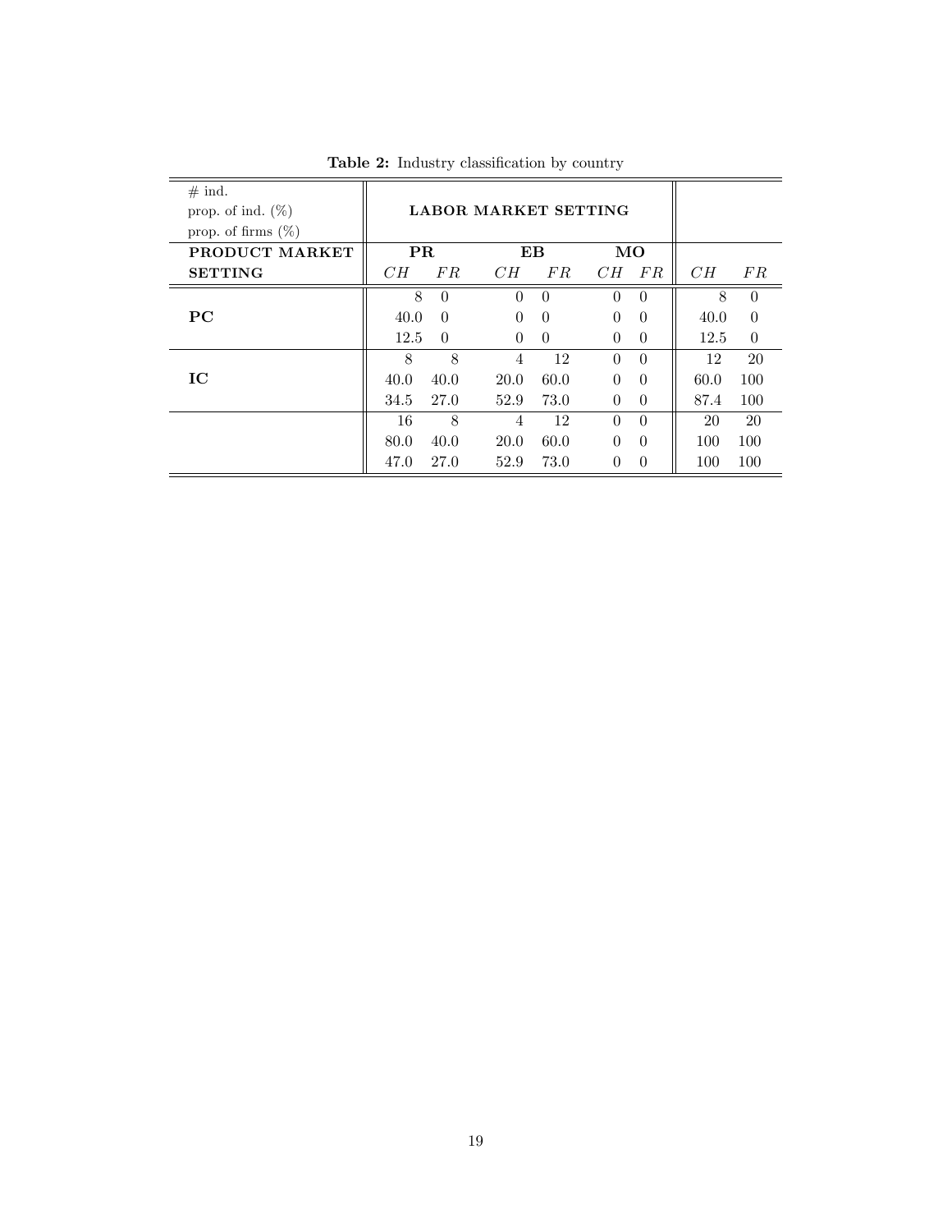**Table 2:** Industry classification by country

| # ind.<br>prop. of ind. (%)<br>prop. of firms (%) | LABOR MARKET SETTING | | | | | | | |
|---|---|---|---|---|---|---|---|---|
| **PRODUCT MARKET** | **PR** | | **EB** | | **MO** | | | |
| **SETTING** | *CH* | *FR* | *CH* | *FR* | *CH* | *FR* | *CH* | *FR* |
| | 8 | 0 | 0 | 0 | 0 | 0 | 8 | 0 |
| **PC** | 40.0 | 0 | 0 | 0 | 0 | 0 | 40.0 | 0 |
| | 12.5 | 0 | 0 | 0 | 0 | 0 | 12.5 | 0 |
| | 8 | 8 | 4 | 12 | 0 | 0 | 12 | 20 |
| **IC** | 40.0 | 40.0 | 20.0 | 60.0 | 0 | 0 | 60.0 | 100 |
| | 34.5 | 27.0 | 52.9 | 73.0 | 0 | 0 | 87.4 | 100 |
| | 16 | 8 | 4 | 12 | 0 | 0 | 20 | 20 |
| | 80.0 | 40.0 | 20.0 | 60.0 | 0 | 0 | 100 | 100 |
| | 47.0 | 27.0 | 52.9 | 73.0 | 0 | 0 | 100 | 100 |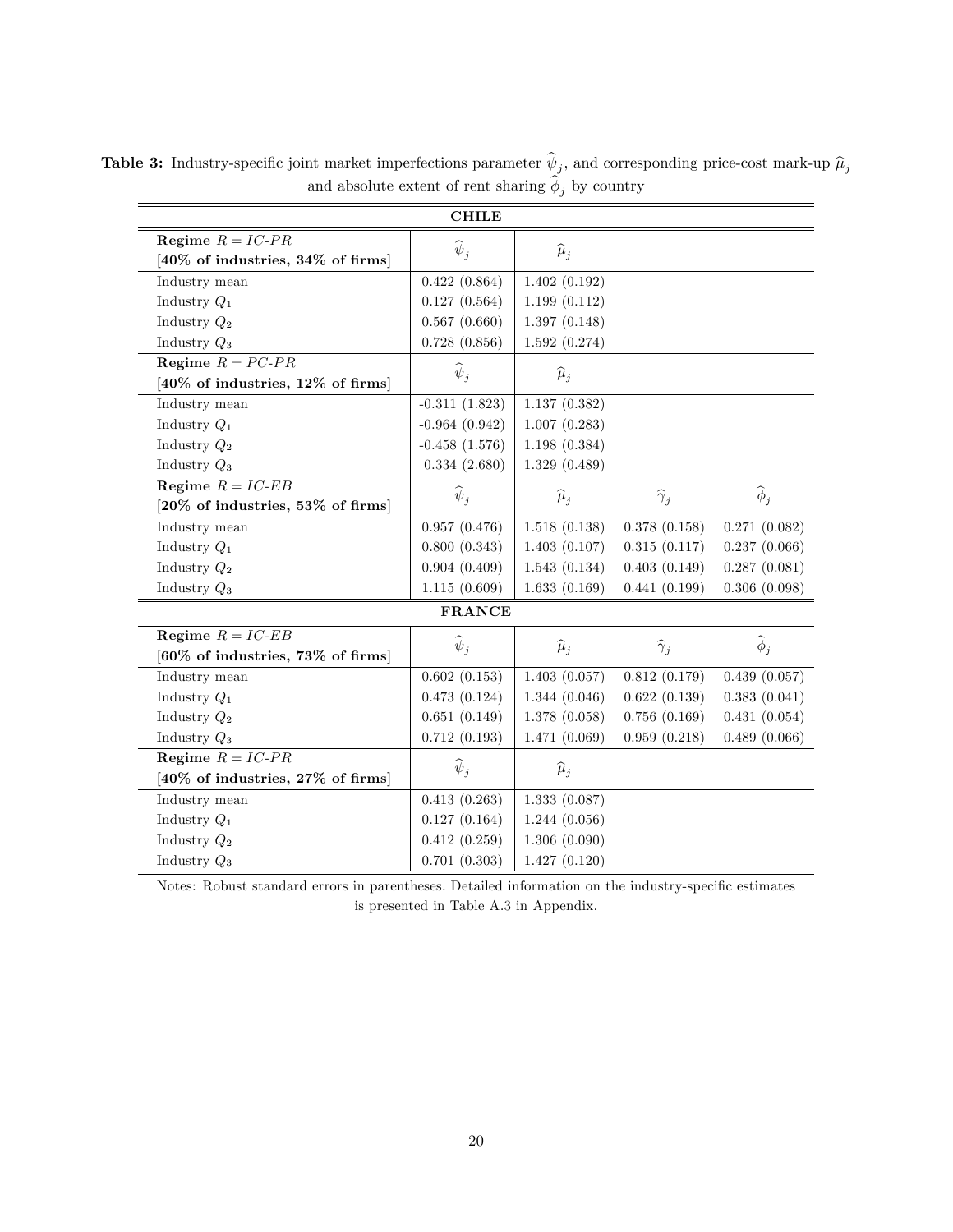**Table 3:** Industry-specific joint market imperfections parameter $\widehat{\psi}_j$, and corresponding price-cost mark-up $\widehat{\mu}_j$ and absolute extent of rent sharing $\widehat{\phi}_j$ by country

| **CHILE** | | | | |
|---|---|---|---|---|
| **Regime** $R = IC\text{-}PR$ **[40% of industries, 34% of firms]** | $\widehat{\psi}_j$ | $\widehat{\mu}_j$ | | |
| Industry mean | 0.422 (0.864) | 1.402 (0.192) | | |
| Industry $Q_1$ | 0.127 (0.564) | 1.199 (0.112) | | |
| Industry $Q_2$ | 0.567 (0.660) | 1.397 (0.148) | | |
| Industry $Q_3$ | 0.728 (0.856) | 1.592 (0.274) | | |
| **Regime** $R = PC\text{-}PR$ **[40% of industries, 12% of firms]** | $\widehat{\psi}_j$ | $\widehat{\mu}_j$ | | |
| Industry mean | -0.311 (1.823) | 1.137 (0.382) | | |
| Industry $Q_1$ | -0.964 (0.942) | 1.007 (0.283) | | |
| Industry $Q_2$ | -0.458 (1.576) | 1.198 (0.384) | | |
| Industry $Q_3$ | 0.334 (2.680) | 1.329 (0.489) | | |
| **Regime** $R = IC\text{-}EB$ **[20% of industries, 53% of firms]** | $\widehat{\psi}_j$ | $\widehat{\mu}_j$ | $\widehat{\gamma}_j$ | $\widehat{\phi}_j$ |
| Industry mean | 0.957 (0.476) | 1.518 (0.138) | 0.378 (0.158) | 0.271 (0.082) |
| Industry $Q_1$ | 0.800 (0.343) | 1.403 (0.107) | 0.315 (0.117) | 0.237 (0.066) |
| Industry $Q_2$ | 0.904 (0.409) | 1.543 (0.134) | 0.403 (0.149) | 0.287 (0.081) |
| Industry $Q_3$ | 1.115 (0.609) | 1.633 (0.169) | 0.441 (0.199) | 0.306 (0.098) |
| **FRANCE** | | | | |
| **Regime** $R = IC\text{-}EB$ **[60% of industries, 73% of firms]** | $\widehat{\psi}_j$ | $\widehat{\mu}_j$ | $\widehat{\gamma}_j$ | $\widehat{\phi}_j$ |
| Industry mean | 0.602 (0.153) | 1.403 (0.057) | 0.812 (0.179) | 0.439 (0.057) |
| Industry $Q_1$ | 0.473 (0.124) | 1.344 (0.046) | 0.622 (0.139) | 0.383 (0.041) |
| Industry $Q_2$ | 0.651 (0.149) | 1.378 (0.058) | 0.756 (0.169) | 0.431 (0.054) |
| Industry $Q_3$ | 0.712 (0.193) | 1.471 (0.069) | 0.959 (0.218) | 0.489 (0.066) |
| **Regime** $R = IC\text{-}PR$ **[40% of industries, 27% of firms]** | $\widehat{\psi}_j$ | $\widehat{\mu}_j$ | | |
| Industry mean | 0.413 (0.263) | 1.333 (0.087) | | |
| Industry $Q_1$ | 0.127 (0.164) | 1.244 (0.056) | | |
| Industry $Q_2$ | 0.412 (0.259) | 1.306 (0.090) | | |
| Industry $Q_3$ | 0.701 (0.303) | 1.427 (0.120) | | |

Notes: Robust standard errors in parentheses. Detailed information on the industry-specific estimates is presented in Table A.3 in Appendix.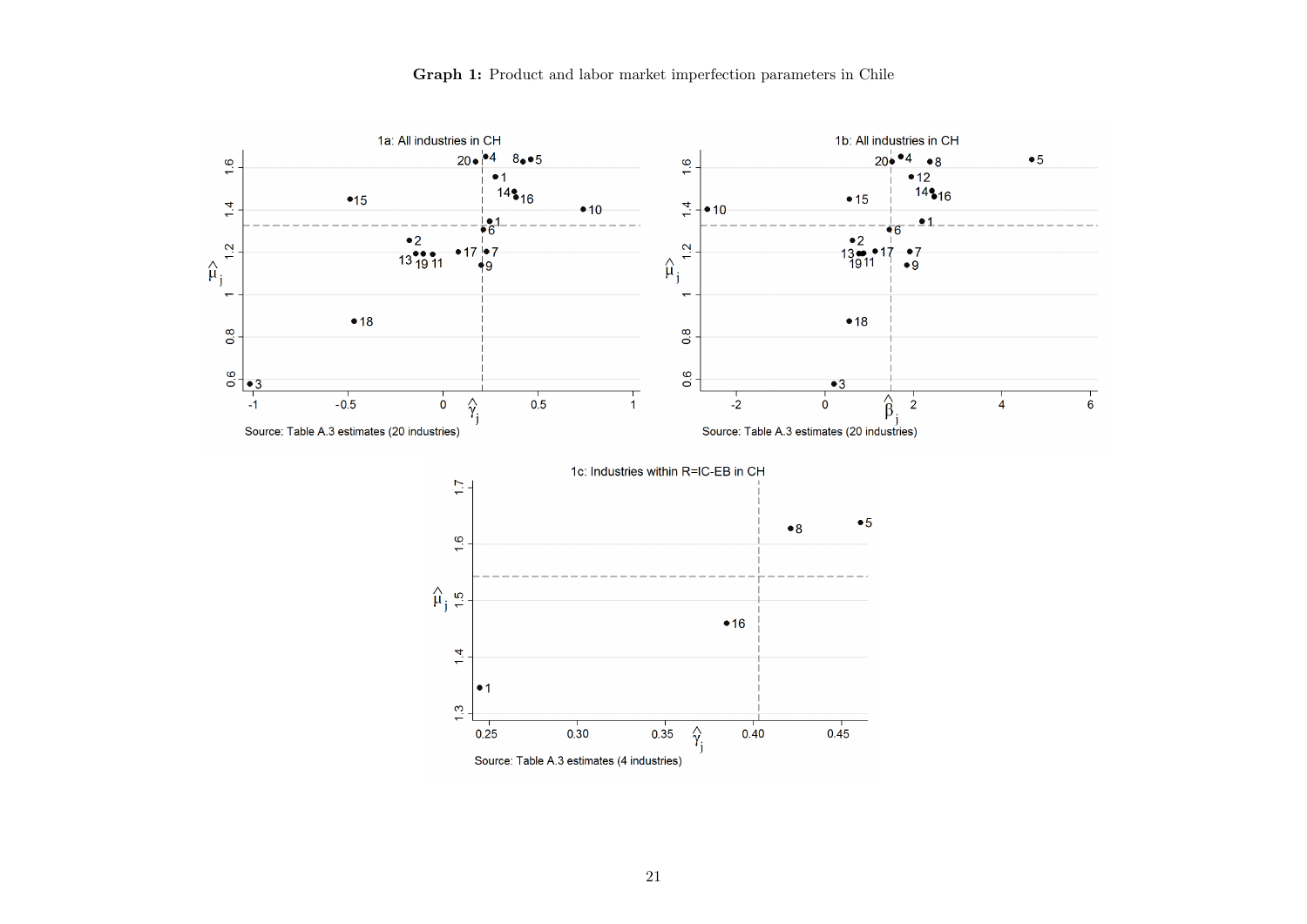**Graph 1:** Product and labor market imperfection parameters in Chile

1a: All industries in CH

Source: Table A.3 estimates (20 industries)

1b: All industries in CH

Source: Table A.3 estimates (20 industries)

1c: Industries within R=IC-EB in CH

Source: Table A.3 estimates (4 industries)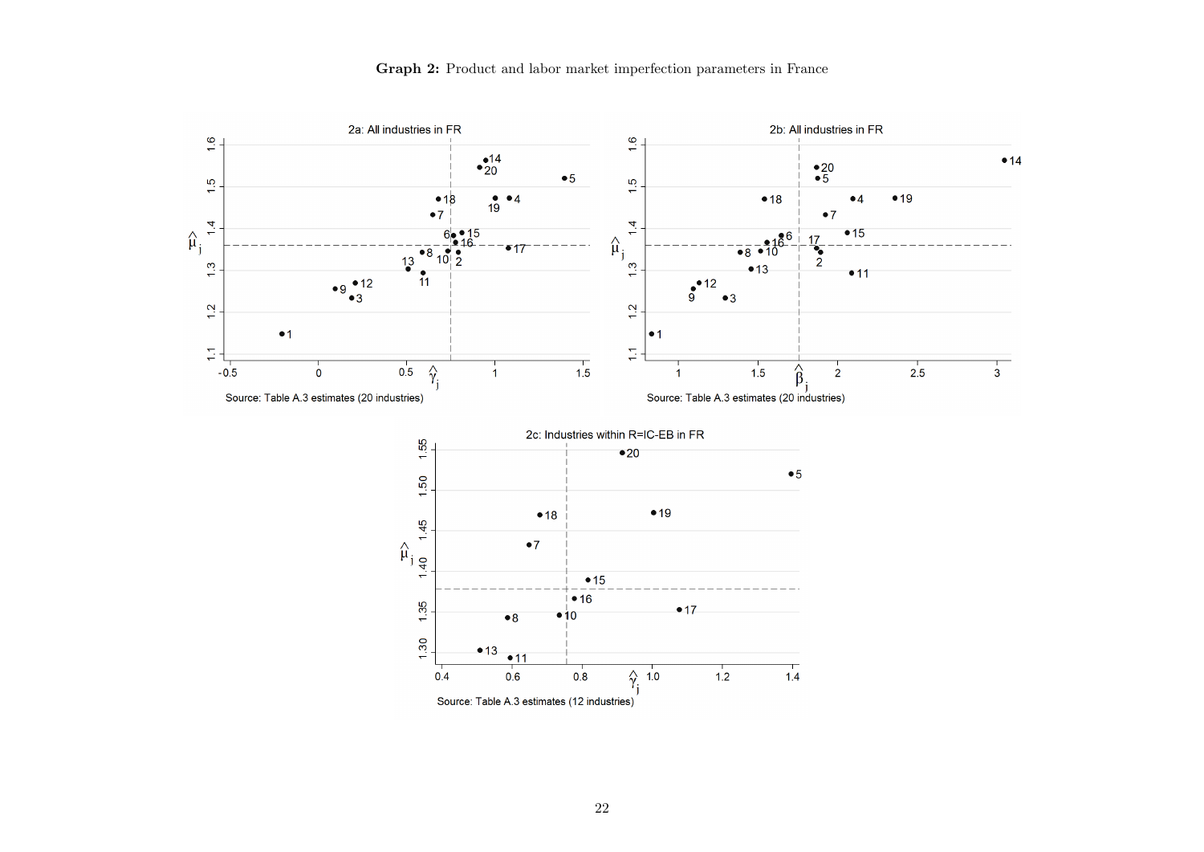**Graph 2:** Product and labor market imperfection parameters in France

2a: All industries in FR

Source: Table A.3 estimates (20 industries)

2b: All industries in FR

Source: Table A.3 estimates (20 industries)

2c: Industries within R=IC-EB in FR

Source: Table A.3 estimates (12 industries)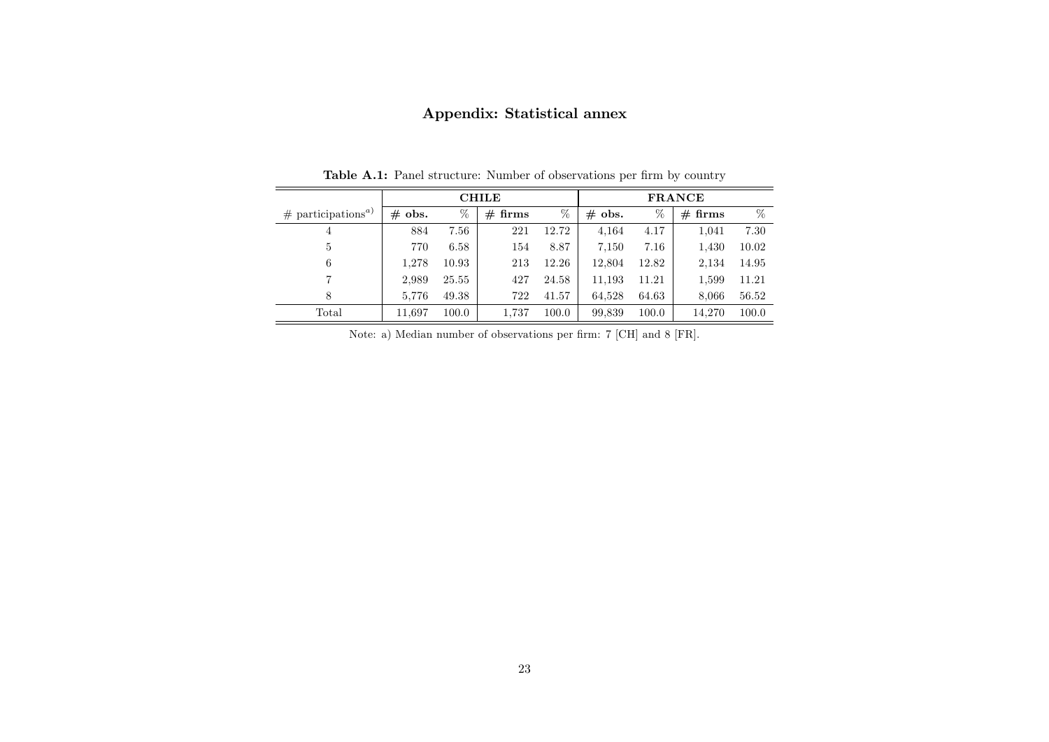# Appendix: Statistical annex

**Table A.1:** Panel structure: Number of observations per firm by country

| | CHILE | | | | FRANCE | | | |
|---|---|---|---|---|---|---|---|---|
| # participations[a)] | **# obs.** | % | **# firms** | % | **# obs.** | % | **# firms** | % |
| 4 | 884 | 7.56 | 221 | 12.72 | 4,164 | 4.17 | 1,041 | 7.30 |
| 5 | 770 | 6.58 | 154 | 8.87 | 7,150 | 7.16 | 1,430 | 10.02 |
| 6 | 1,278 | 10.93 | 213 | 12.26 | 12,804 | 12.82 | 2,134 | 14.95 |
| 7 | 2,989 | 25.55 | 427 | 24.58 | 11,193 | 11.21 | 1,599 | 11.21 |
| 8 | 5,776 | 49.38 | 722 | 41.57 | 64,528 | 64.63 | 8,066 | 56.52 |
| Total | 11,697 | 100.0 | 1,737 | 100.0 | 99,839 | 100.0 | 14,270 | 100.0 |

Note: a) Median number of observations per firm: 7 [CH] and 8 [FR].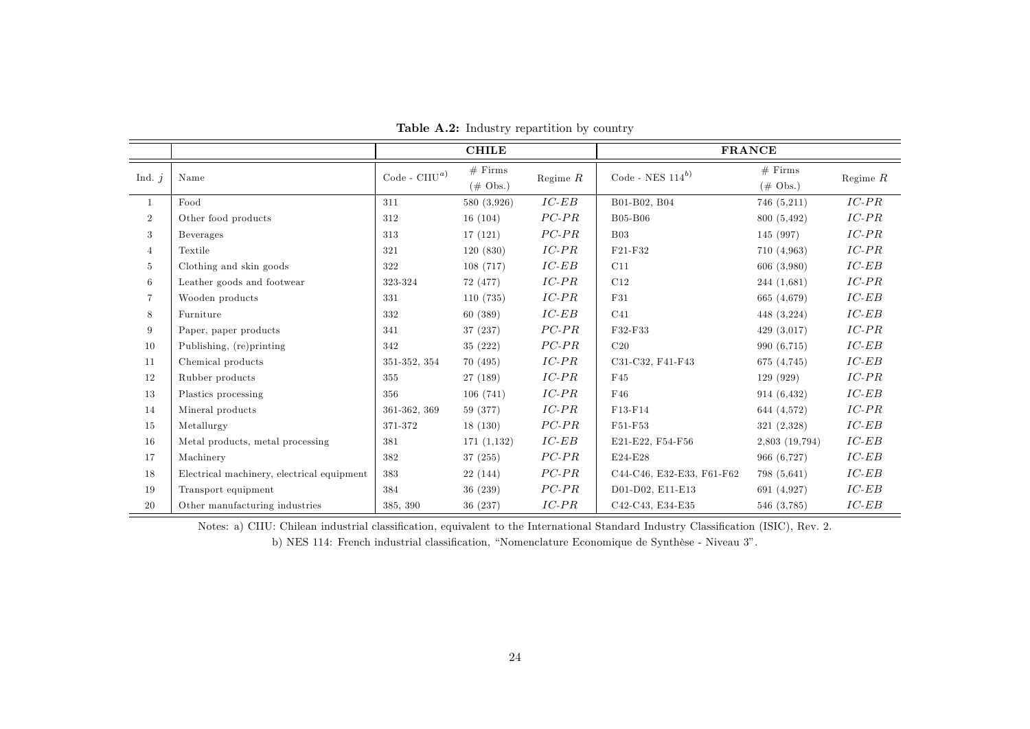**Table A.2:** Industry repartition by country

| | | **CHILE** | | | **FRANCE** | | |
|---|---|---|---|---|---|---|---|
| Ind. $j$ | Name | Code - CIIU[a)] | # Firms (# Obs.) | Regime $R$ | Code - NES 114[b)] | # Firms (# Obs.) | Regime $R$ |
| 1 | Food | 311 | 580 (3,926) | $IC\text{-}EB$ | B01-B02, B04 | 746 (5,211) | $IC\text{-}PR$ |
| 2 | Other food products | 312 | 16 (104) | $PC\text{-}PR$ | B05-B06 | 800 (5,492) | $IC\text{-}PR$ |
| 3 | Beverages | 313 | 17 (121) | $PC\text{-}PR$ | B03 | 145 (997) | $IC\text{-}PR$ |
| 4 | Textile | 321 | 120 (830) | $IC\text{-}PR$ | F21-F32 | 710 (4,963) | $IC\text{-}PR$ |
| 5 | Clothing and skin goods | 322 | 108 (717) | $IC\text{-}EB$ | C11 | 606 (3,980) | $IC\text{-}EB$ |
| 6 | Leather goods and footwear | 323-324 | 72 (477) | $IC\text{-}PR$ | C12 | 244 (1,681) | $IC\text{-}PR$ |
| 7 | Wooden products | 331 | 110 (735) | $IC\text{-}PR$ | F31 | 665 (4,679) | $IC\text{-}EB$ |
| 8 | Furniture | 332 | 60 (389) | $IC\text{-}EB$ | C41 | 448 (3,224) | $IC\text{-}EB$ |
| 9 | Paper, paper products | 341 | 37 (237) | $PC\text{-}PR$ | F32-F33 | 429 (3,017) | $IC\text{-}PR$ |
| 10 | Publishing, (re)printing | 342 | 35 (222) | $PC\text{-}PR$ | C20 | 990 (6,715) | $IC\text{-}EB$ |
| 11 | Chemical products | 351-352, 354 | 70 (495) | $IC\text{-}PR$ | C31-C32, F41-F43 | 675 (4,745) | $IC\text{-}EB$ |
| 12 | Rubber products | 355 | 27 (189) | $IC\text{-}PR$ | F45 | 129 (929) | $IC\text{-}PR$ |
| 13 | Plastics processing | 356 | 106 (741) | $IC\text{-}PR$ | F46 | 914 (6,432) | $IC\text{-}EB$ |
| 14 | Mineral products | 361-362, 369 | 59 (377) | $IC\text{-}PR$ | F13-F14 | 644 (4,572) | $IC\text{-}PR$ |
| 15 | Metallurgy | 371-372 | 18 (130) | $PC\text{-}PR$ | F51-F53 | 321 (2,328) | $IC\text{-}EB$ |
| 16 | Metal products, metal processing | 381 | 171 (1,132) | $IC\text{-}EB$ | E21-E22, F54-F56 | 2,803 (19,794) | $IC\text{-}EB$ |
| 17 | Machinery | 382 | 37 (255) | $PC\text{-}PR$ | E24-E28 | 966 (6,727) | $IC\text{-}EB$ |
| 18 | Electrical machinery, electrical equipment | 383 | 22 (144) | $PC\text{-}PR$ | C44-C46, E32-E33, F61-F62 | 798 (5,641) | $IC\text{-}EB$ |
| 19 | Transport equipment | 384 | 36 (239) | $PC\text{-}PR$ | D01-D02, E11-E13 | 691 (4,927) | $IC\text{-}EB$ |
| 20 | Other manufacturing industries | 385, 390 | 36 (237) | $IC\text{-}PR$ | C42-C43, E34-E35 | 546 (3,785) | $IC\text{-}EB$ |

Notes: a) CIIU: Chilean industrial classification, equivalent to the International Standard Industry Classification (ISIC), Rev. 2.

b) NES 114: French industrial classification, "Nomenclature Economique de Synthèse - Niveau 3".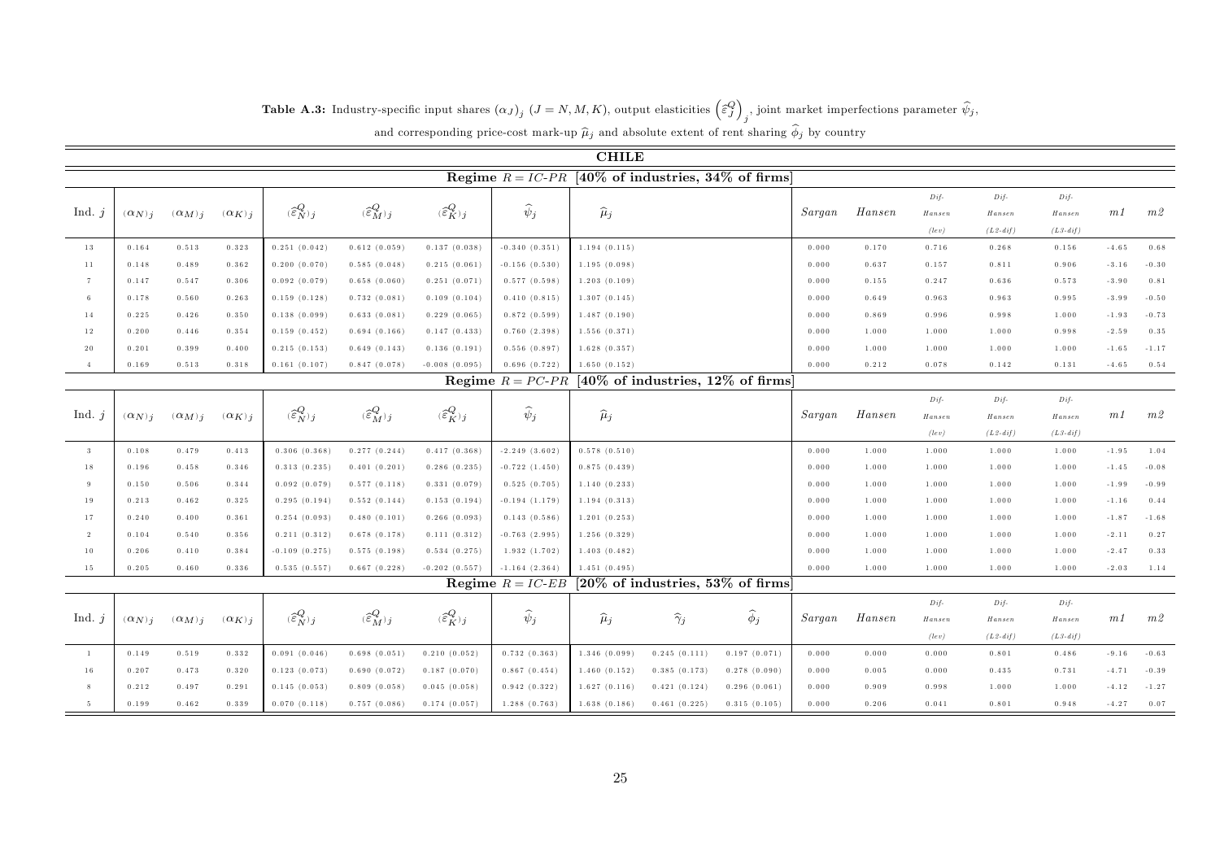**Table A.3:** Industry-specific input shares $(\alpha_J)_j$ $(J = N, M, K)$, output elasticities $\left(\widehat{\varepsilon}_J^Q\right)_j$, joint market imperfections parameter $\widehat{\psi}_j$, and corresponding price-cost mark-up $\widehat{\mu}_j$ and absolute extent of rent sharing $\widehat{\phi}_j$ by country

**CHILE**

**Regime $R = IC\text{-}PR$ [40% of industries, 34% of firms]**

| Ind. $j$ | $(\alpha_N)_j$ | $(\alpha_M)_j$ | $(\alpha_K)_j$ | $(\widehat{\varepsilon}_N^Q)_j$ | $(\widehat{\varepsilon}_M^Q)_j$ | $(\widehat{\varepsilon}_K^Q)_j$ | $\widehat{\psi}_j$ | $\widehat{\mu}_j$ | Sargan | Hansen | Dif-Hansen (lev) | Dif-Hansen (L2-dif) | Dif-Hansen (L3-dif) | m1 | m2 |
|---|---|---|---|---|---|---|---|---|---|---|---|---|---|---|---|
| 13 | 0.164 | 0.513 | 0.323 | 0.251 (0.042) | 0.612 (0.059) | 0.137 (0.038) | -0.340 (0.351) | 1.194 (0.115) | 0.000 | 0.170 | 0.716 | 0.268 | 0.156 | -4.65 | 0.68 |
| 11 | 0.148 | 0.489 | 0.362 | 0.200 (0.070) | 0.585 (0.048) | 0.215 (0.061) | -0.156 (0.530) | 1.195 (0.098) | 0.000 | 0.637 | 0.157 | 0.811 | 0.906 | -3.16 | -0.30 |
| 7 | 0.147 | 0.547 | 0.306 | 0.092 (0.079) | 0.658 (0.060) | 0.251 (0.071) | 0.577 (0.598) | 1.203 (0.109) | 0.000 | 0.155 | 0.247 | 0.636 | 0.573 | -3.90 | 0.81 |
| 6 | 0.178 | 0.560 | 0.263 | 0.159 (0.128) | 0.732 (0.081) | 0.109 (0.104) | 0.410 (0.815) | 1.307 (0.145) | 0.000 | 0.649 | 0.963 | 0.963 | 0.995 | -3.99 | -0.50 |
| 14 | 0.225 | 0.426 | 0.350 | 0.138 (0.099) | 0.633 (0.081) | 0.229 (0.065) | 0.872 (0.599) | 1.487 (0.190) | 0.000 | 0.869 | 0.996 | 0.998 | 1.000 | -1.93 | -0.73 |
| 12 | 0.200 | 0.446 | 0.354 | 0.159 (0.452) | 0.694 (0.166) | 0.147 (0.433) | 0.760 (2.398) | 1.556 (0.371) | 0.000 | 1.000 | 1.000 | 1.000 | 0.998 | -2.59 | 0.35 |
| 20 | 0.201 | 0.399 | 0.400 | 0.215 (0.153) | 0.649 (0.143) | 0.136 (0.191) | 0.556 (0.897) | 1.628 (0.357) | 0.000 | 1.000 | 1.000 | 1.000 | 1.000 | -1.65 | -1.17 |
| 4 | 0.169 | 0.513 | 0.318 | 0.161 (0.107) | 0.847 (0.078) | -0.008 (0.095) | 0.696 (0.722) | 1.650 (0.152) | 0.000 | 0.212 | 0.078 | 0.142 | 0.131 | -4.65 | 0.54 |

**Regime $R = PC\text{-}PR$ [40% of industries, 12% of firms]**

| Ind. $j$ | $(\alpha_N)_j$ | $(\alpha_M)_j$ | $(\alpha_K)_j$ | $(\widehat{\varepsilon}_N^Q)_j$ | $(\widehat{\varepsilon}_M^Q)_j$ | $(\widehat{\varepsilon}_K^Q)_j$ | $\widehat{\psi}_j$ | $\widehat{\mu}_j$ | Sargan | Hansen | Dif-Hansen (lev) | Dif-Hansen (L2-dif) | Dif-Hansen (L3-dif) | m1 | m2 |
|---|---|---|---|---|---|---|---|---|---|---|---|---|---|---|---|
| 3 | 0.108 | 0.479 | 0.413 | 0.306 (0.368) | 0.277 (0.244) | 0.417 (0.368) | -2.249 (3.602) | 0.578 (0.510) | 0.000 | 1.000 | 1.000 | 1.000 | 1.000 | -1.95 | 1.04 |
| 18 | 0.196 | 0.458 | 0.346 | 0.313 (0.235) | 0.401 (0.201) | 0.286 (0.235) | -0.722 (1.450) | 0.875 (0.439) | 0.000 | 1.000 | 1.000 | 1.000 | 1.000 | -1.45 | -0.08 |
| 9 | 0.150 | 0.506 | 0.344 | 0.092 (0.079) | 0.577 (0.118) | 0.331 (0.079) | 0.525 (0.705) | 1.140 (0.233) | 0.000 | 1.000 | 1.000 | 1.000 | 1.000 | -1.99 | -0.99 |
| 19 | 0.213 | 0.462 | 0.325 | 0.295 (0.194) | 0.552 (0.144) | 0.153 (0.194) | -0.194 (1.179) | 1.194 (0.313) | 0.000 | 1.000 | 1.000 | 1.000 | 1.000 | -1.16 | 0.44 |
| 17 | 0.240 | 0.400 | 0.361 | 0.254 (0.093) | 0.480 (0.101) | 0.266 (0.093) | 0.143 (0.586) | 1.201 (0.253) | 0.000 | 1.000 | 1.000 | 1.000 | 1.000 | -1.87 | -1.68 |
| 2 | 0.104 | 0.540 | 0.356 | 0.211 (0.312) | 0.678 (0.178) | 0.111 (0.312) | -0.763 (2.995) | 1.256 (0.329) | 0.000 | 1.000 | 1.000 | 1.000 | 1.000 | -2.11 | 0.27 |
| 10 | 0.206 | 0.410 | 0.384 | -0.109 (0.275) | 0.575 (0.198) | 0.534 (0.275) | 1.932 (1.702) | 1.403 (0.482) | 0.000 | 1.000 | 1.000 | 1.000 | 1.000 | -2.47 | 0.33 |
| 15 | 0.205 | 0.460 | 0.336 | 0.535 (0.557) | 0.667 (0.228) | -0.202 (0.557) | -1.164 (2.364) | 1.451 (0.495) | 0.000 | 1.000 | 1.000 | 1.000 | 1.000 | -2.03 | 1.14 |

**Regime $R = IC\text{-}EB$ [20% of industries, 53% of firms]**

| Ind. $j$ | $(\alpha_N)_j$ | $(\alpha_M)_j$ | $(\alpha_K)_j$ | $(\widehat{\varepsilon}_N^Q)_j$ | $(\widehat{\varepsilon}_M^Q)_j$ | $(\widehat{\varepsilon}_K^Q)_j$ | $\widehat{\psi}_j$ | $\widehat{\mu}_j$ | $\widehat{\gamma}_j$ | $\widehat{\phi}_j$ | Sargan | Hansen | Dif-Hansen (lev) | Dif-Hansen (L2-dif) | Dif-Hansen (L3-dif) | m1 | m2 |
|---|---|---|---|---|---|---|---|---|---|---|---|---|---|---|---|---|---|
| 1 | 0.149 | 0.519 | 0.332 | 0.091 (0.046) | 0.698 (0.051) | 0.210 (0.052) | 0.732 (0.363) | 1.346 (0.099) | 0.245 (0.111) | 0.197 (0.071) | 0.000 | 0.000 | 0.000 | 0.801 | 0.486 | -9.16 | -0.63 |
| 16 | 0.207 | 0.473 | 0.320 | 0.123 (0.073) | 0.690 (0.072) | 0.187 (0.070) | 0.867 (0.454) | 1.460 (0.152) | 0.385 (0.173) | 0.278 (0.090) | 0.000 | 0.005 | 0.000 | 0.435 | 0.731 | -4.71 | -0.39 |
| 8 | 0.212 | 0.497 | 0.291 | 0.145 (0.053) | 0.809 (0.058) | 0.045 (0.058) | 0.942 (0.322) | 1.627 (0.116) | 0.421 (0.124) | 0.296 (0.061) | 0.000 | 0.909 | 0.998 | 1.000 | 1.000 | -4.12 | -1.27 |
| 5 | 0.199 | 0.462 | 0.339 | 0.070 (0.118) | 0.757 (0.086) | 0.174 (0.057) | 1.288 (0.763) | 1.638 (0.186) | 0.461 (0.225) | 0.315 (0.105) | 0.000 | 0.206 | 0.041 | 0.801 | 0.948 | -4.27 | 0.07 |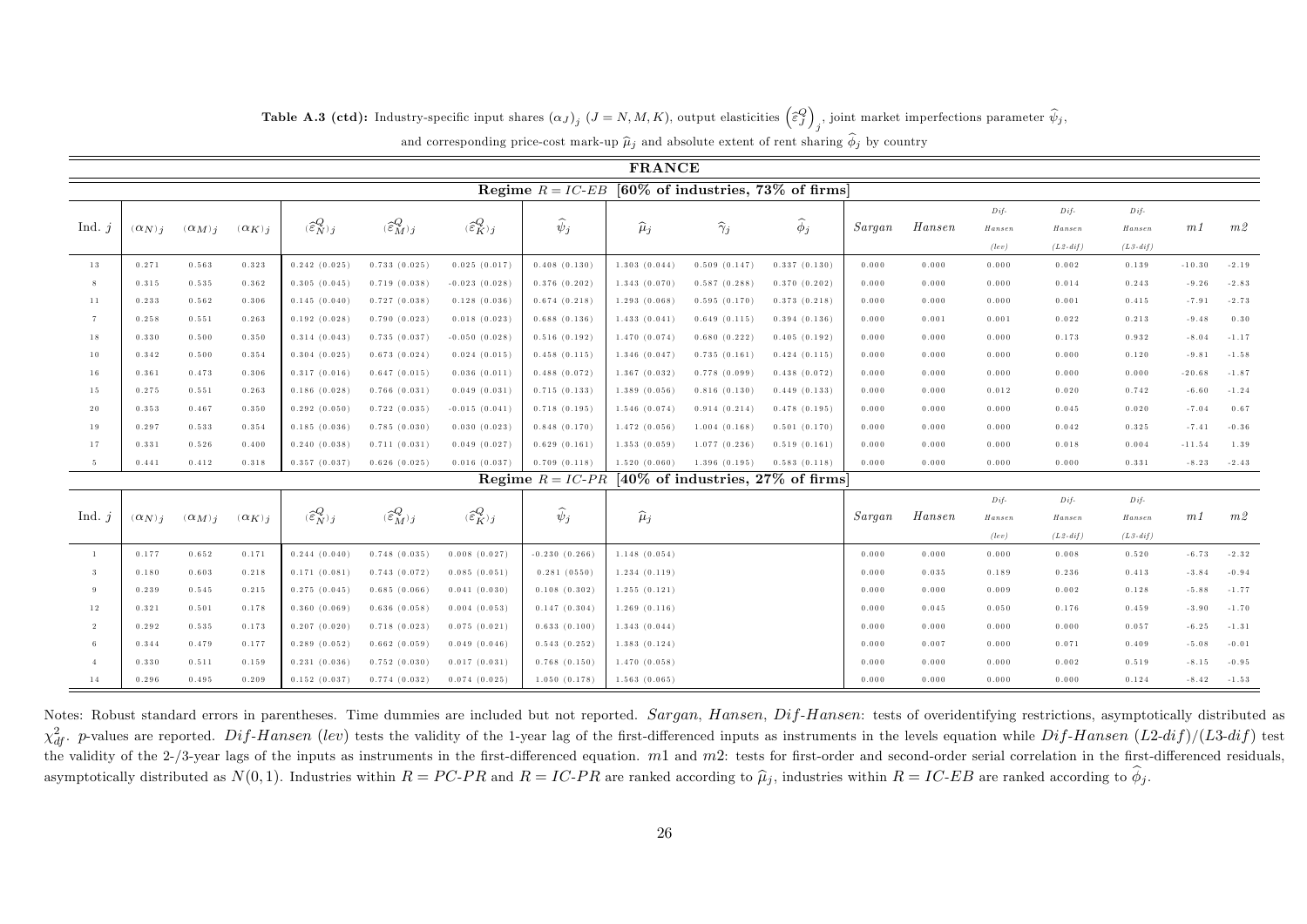**Table A.3 (ctd):** Industry-specific input shares $(\alpha_J)_j$ $(J = N, M, K)$, output elasticities $\left(\widehat{\varepsilon}_J^Q\right)_j$, joint market imperfections parameter $\widehat{\psi}_j$, and corresponding price-cost mark-up $\widehat{\mu}_j$ and absolute extent of rent sharing $\widehat{\phi}_j$ by country

**FRANCE**

**Regime $R = IC\text{-}EB$ [60% of industries, 73% of firms]**

| Ind. $j$ | $(\alpha_N)_j$ | $(\alpha_M)_j$ | $(\alpha_K)_j$ | $(\widehat{\varepsilon}_N^Q)_j$ | $(\widehat{\varepsilon}_M^Q)_j$ | $(\widehat{\varepsilon}_K^Q)_j$ | $\widehat{\psi}_j$ | $\widehat{\mu}_j$ | $\widehat{\gamma}_j$ | $\widehat{\phi}_j$ | *Sargan* | *Hansen* | *Dif-Hansen (lev)* | *Dif-Hansen (L2-dif)* | *Dif-Hansen (L3-dif)* | *m1* | *m2* |
|---|---|---|---|---|---|---|---|---|---|---|---|---|---|---|---|---|---|
| 13 | 0.271 | 0.563 | 0.323 | 0.242 (0.025) | 0.733 (0.025) | 0.025 (0.017) | 0.408 (0.130) | 1.303 (0.044) | 0.509 (0.147) | 0.337 (0.130) | 0.000 | 0.000 | 0.000 | 0.002 | 0.139 | -10.30 | -2.19 |
| 8 | 0.315 | 0.535 | 0.362 | 0.305 (0.045) | 0.719 (0.038) | -0.023 (0.028) | 0.376 (0.202) | 1.343 (0.070) | 0.587 (0.288) | 0.370 (0.202) | 0.000 | 0.000 | 0.000 | 0.014 | 0.243 | -9.26 | -2.83 |
| 11 | 0.233 | 0.562 | 0.306 | 0.145 (0.040) | 0.727 (0.038) | 0.128 (0.036) | 0.674 (0.218) | 1.293 (0.068) | 0.595 (0.170) | 0.373 (0.218) | 0.000 | 0.000 | 0.000 | 0.001 | 0.415 | -7.91 | -2.73 |
| 7 | 0.258 | 0.551 | 0.263 | 0.192 (0.028) | 0.790 (0.023) | 0.018 (0.023) | 0.688 (0.136) | 1.433 (0.041) | 0.649 (0.115) | 0.394 (0.136) | 0.000 | 0.001 | 0.001 | 0.022 | 0.213 | -9.48 | 0.30 |
| 18 | 0.330 | 0.500 | 0.350 | 0.314 (0.043) | 0.735 (0.037) | -0.050 (0.028) | 0.516 (0.192) | 1.470 (0.074) | 0.680 (0.222) | 0.405 (0.192) | 0.000 | 0.000 | 0.000 | 0.173 | 0.932 | -8.04 | -1.17 |
| 10 | 0.342 | 0.500 | 0.354 | 0.304 (0.025) | 0.673 (0.024) | 0.024 (0.015) | 0.458 (0.115) | 1.346 (0.047) | 0.735 (0.161) | 0.424 (0.115) | 0.000 | 0.000 | 0.000 | 0.000 | 0.120 | -9.81 | -1.58 |
| 16 | 0.361 | 0.473 | 0.306 | 0.317 (0.016) | 0.647 (0.015) | 0.036 (0.011) | 0.488 (0.072) | 1.367 (0.032) | 0.778 (0.099) | 0.438 (0.072) | 0.000 | 0.000 | 0.000 | 0.000 | 0.000 | -20.68 | -1.87 |
| 15 | 0.275 | 0.551 | 0.263 | 0.186 (0.028) | 0.766 (0.031) | 0.049 (0.031) | 0.715 (0.133) | 1.389 (0.056) | 0.816 (0.130) | 0.449 (0.133) | 0.000 | 0.000 | 0.012 | 0.020 | 0.742 | -6.60 | -1.24 |
| 20 | 0.353 | 0.467 | 0.350 | 0.292 (0.050) | 0.722 (0.035) | -0.015 (0.041) | 0.718 (0.195) | 1.546 (0.074) | 0.914 (0.214) | 0.478 (0.195) | 0.000 | 0.000 | 0.000 | 0.045 | 0.020 | -7.04 | 0.67 |
| 19 | 0.297 | 0.533 | 0.354 | 0.185 (0.036) | 0.785 (0.030) | 0.030 (0.023) | 0.848 (0.170) | 1.472 (0.056) | 1.004 (0.168) | 0.501 (0.170) | 0.000 | 0.000 | 0.000 | 0.042 | 0.325 | -7.41 | -0.36 |
| 17 | 0.331 | 0.526 | 0.400 | 0.240 (0.038) | 0.711 (0.031) | 0.049 (0.027) | 0.629 (0.161) | 1.353 (0.059) | 1.077 (0.236) | 0.519 (0.161) | 0.000 | 0.000 | 0.000 | 0.018 | 0.004 | -11.54 | 1.39 |
| 5 | 0.441 | 0.412 | 0.318 | 0.357 (0.037) | 0.626 (0.025) | 0.016 (0.037) | 0.709 (0.118) | 1.520 (0.060) | 1.396 (0.195) | 0.583 (0.118) | 0.000 | 0.000 | 0.000 | 0.000 | 0.331 | -8.23 | -2.43 |

**Regime $R = IC\text{-}PR$ [40% of industries, 27% of firms]**

| Ind. $j$ | $(\alpha_N)_j$ | $(\alpha_M)_j$ | $(\alpha_K)_j$ | $(\widehat{\varepsilon}_N^Q)_j$ | $(\widehat{\varepsilon}_M^Q)_j$ | $(\widehat{\varepsilon}_K^Q)_j$ | $\widehat{\psi}_j$ | $\widehat{\mu}_j$ | *Sargan* | *Hansen* | *Dif-Hansen (lev)* | *Dif-Hansen (L2-dif)* | *Dif-Hansen (L3-dif)* | *m1* | *m2* |
|---|---|---|---|---|---|---|---|---|---|---|---|---|---|---|---|
| 1 | 0.177 | 0.652 | 0.171 | 0.244 (0.040) | 0.748 (0.035) | 0.008 (0.027) | -0.230 (0.266) | 1.148 (0.054) | 0.000 | 0.000 | 0.000 | 0.008 | 0.520 | -6.73 | -2.32 |
| 3 | 0.180 | 0.603 | 0.218 | 0.171 (0.081) | 0.743 (0.072) | 0.085 (0.051) | 0.281 (0550) | 1.234 (0.119) | 0.000 | 0.035 | 0.189 | 0.236 | 0.413 | -3.84 | -0.94 |
| 9 | 0.239 | 0.545 | 0.215 | 0.275 (0.045) | 0.685 (0.066) | 0.041 (0.030) | 0.108 (0.302) | 1.255 (0.121) | 0.000 | 0.000 | 0.009 | 0.002 | 0.128 | -5.88 | -1.77 |
| 12 | 0.321 | 0.501 | 0.178 | 0.360 (0.069) | 0.636 (0.058) | 0.004 (0.053) | 0.147 (0.304) | 1.269 (0.116) | 0.000 | 0.045 | 0.050 | 0.176 | 0.459 | -3.90 | -1.70 |
| 2 | 0.292 | 0.535 | 0.173 | 0.207 (0.020) | 0.718 (0.023) | 0.075 (0.021) | 0.633 (0.100) | 1.343 (0.044) | 0.000 | 0.000 | 0.000 | 0.000 | 0.057 | -6.25 | -1.31 |
| 6 | 0.344 | 0.479 | 0.177 | 0.289 (0.052) | 0.662 (0.059) | 0.049 (0.046) | 0.543 (0.252) | 1.383 (0.124) | 0.000 | 0.007 | 0.000 | 0.071 | 0.409 | -5.08 | -0.01 |
| 4 | 0.330 | 0.511 | 0.159 | 0.231 (0.036) | 0.752 (0.030) | 0.017 (0.031) | 0.768 (0.150) | 1.470 (0.058) | 0.000 | 0.000 | 0.000 | 0.002 | 0.519 | -8.15 | -0.95 |
| 14 | 0.296 | 0.495 | 0.209 | 0.152 (0.037) | 0.774 (0.032) | 0.074 (0.025) | 1.050 (0.178) | 1.563 (0.065) | 0.000 | 0.000 | 0.000 | 0.000 | 0.124 | -8.42 | -1.53 |

Notes: Robust standard errors in parentheses. Time dummies are included but not reported. *Sargan*, *Hansen*, *Dif-Hansen*: tests of overidentifying restrictions, asymptotically distributed as $\chi^2_{df}$. *p*-values are reported. *Dif-Hansen* (*lev*) tests the validity of the 1-year lag of the first-differenced inputs as instruments in the levels equation while *Dif-Hansen* (*L2-dif*)/(*L3-dif*) test the validity of the 2-/3-year lags of the inputs as instruments in the first-differenced equation. *m1* and *m2*: tests for first-order and second-order serial correlation in the first-differenced residuals, asymptotically distributed as $N(0,1)$. Industries within $R = PC\text{-}PR$ and $R = IC\text{-}PR$ are ranked according to $\widehat{\mu}_j$, industries within $R = IC\text{-}EB$ are ranked according to $\widehat{\phi}_j$.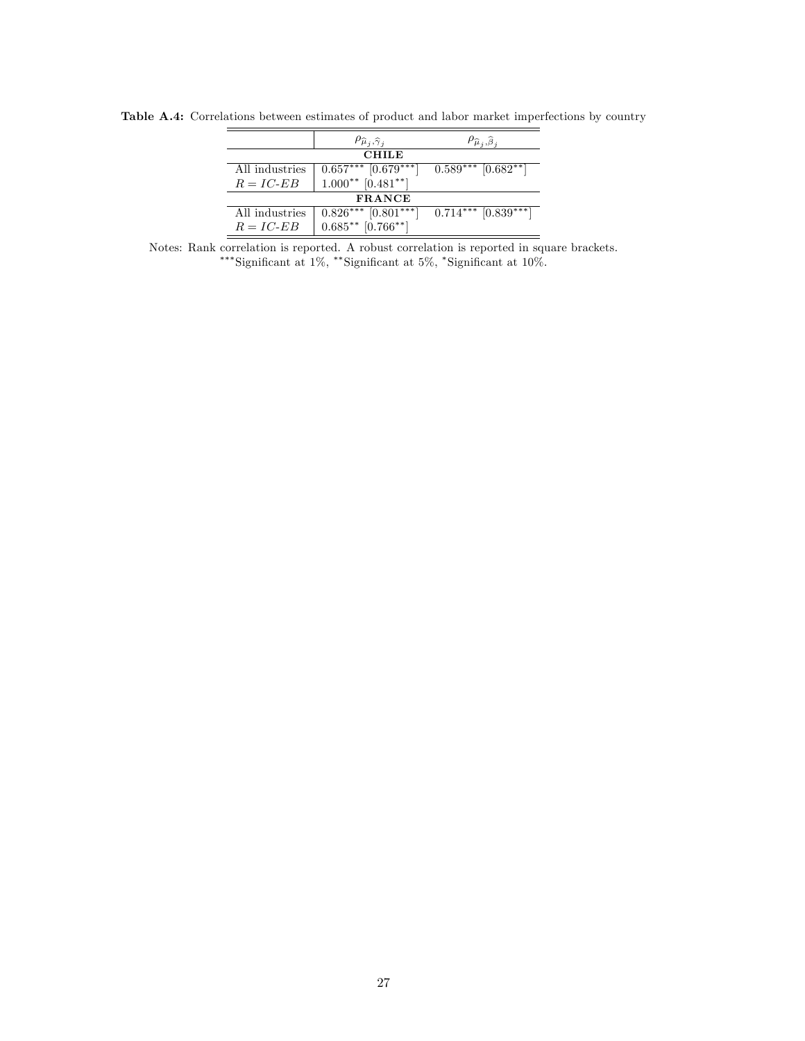**Table A.4:** Correlations between estimates of product and labor market imperfections by country

| | $\rho_{\widehat{\mu}_j,\widehat{\gamma}_j}$ | $\rho_{\widehat{\mu}_j,\widehat{\beta}_j}$ |
|---|---|---|
| **CHILE** | | |
| All industries | $0.657^{***}$ [$0.679^{***}$] | $0.589^{***}$ [$0.682^{**}$] |
| $R = IC\text{-}EB$ | $1.000^{**}$ [$0.481^{**}$] | |
| **FRANCE** | | |
| All industries | $0.826^{***}$ [$0.801^{***}$] | $0.714^{***}$ [$0.839^{***}$] |
| $R = IC\text{-}EB$ | $0.685^{**}$ [$0.766^{**}$] | |

Notes: Rank correlation is reported. A robust correlation is reported in square brackets.
$^{***}$Significant at 1%, $^{**}$Significant at 5%, $^{*}$Significant at 10%.